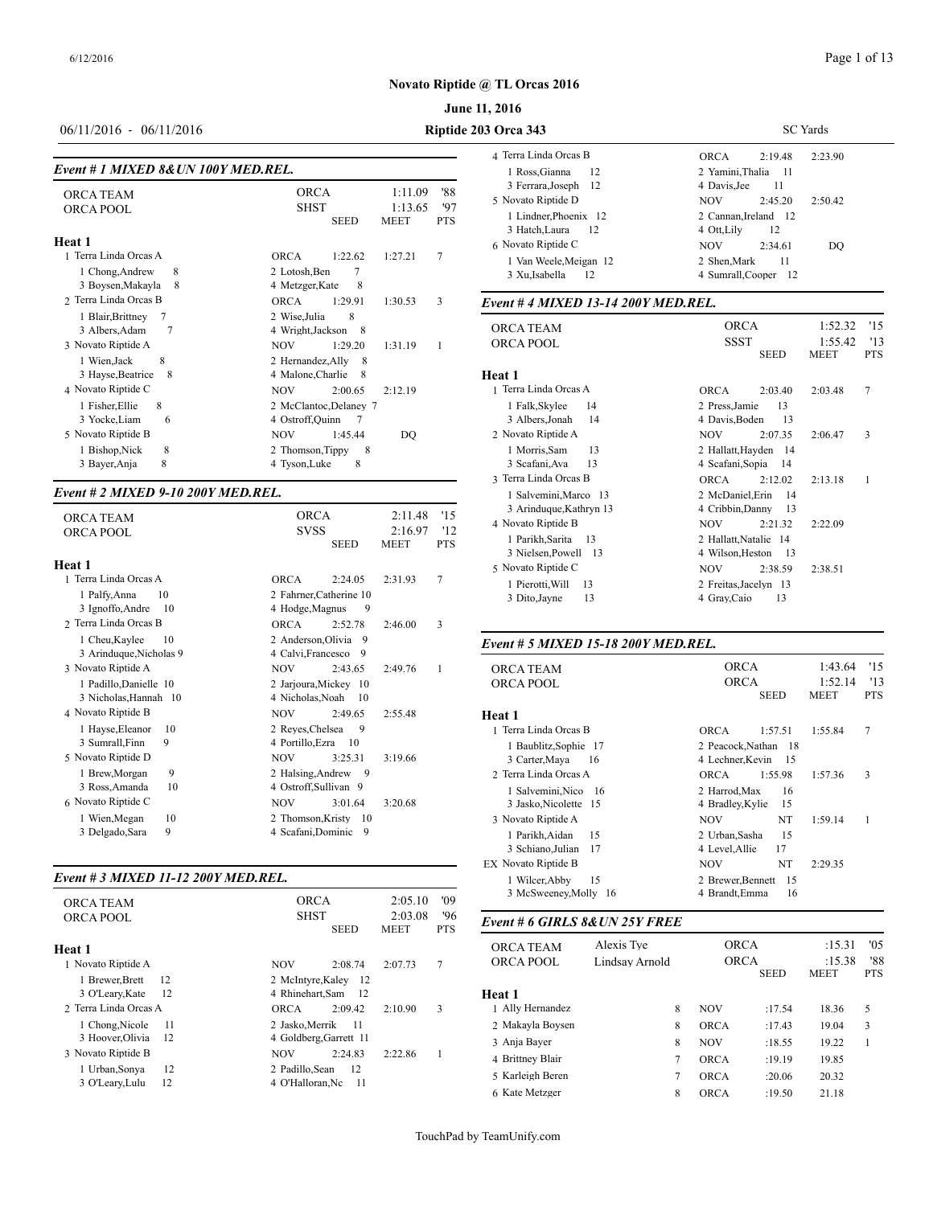# Novato Riptide @ TL Orcas 2016

**June 11, 2016**

06/11/2016 - 06/11/2016 | **Riptide 203 Orca 343** | SC Yards

### *Event # 1 MIXED 8&UN 100Y MED.REL.*

| | | SEED | MEET | PTS |
|---|---|---|---|---|
| ORCA TEAM | ORCA | | 1:11.09 | '88 |
| ORCA POOL | SHST | | 1:13.65 | '97 |

**Heat 1**

| Team | | SEED | MEET | PTS |
|---|---|---|---|---|
| 1 Terra Linda Orcas A | ORCA | 1:22.62 | 1:27.21 | 7 |
| 1 Chong,Andrew 8 / 3 Boysen,Makayla 8 | 2 Lotosh,Ben 7 / 4 Metzger,Kate 8 | | | |
| 2 Terra Linda Orcas B | ORCA | 1:29.91 | 1:30.53 | 3 |
| 1 Blair,Brittney 7 / 3 Albers,Adam 7 | 2 Wise,Julia 8 / 4 Wright,Jackson 8 | | | |
| 3 Novato Riptide A | NOV | 1:29.20 | 1:31.19 | 1 |
| 1 Wien,Jack 8 / 3 Hayse,Beatrice 8 | 2 Hernandez,Ally 8 / 4 Malone,Charlie 8 | | | |
| 4 Novato Riptide C | NOV | 2:00.65 | 2:12.19 | |
| 1 Fisher,Ellie 8 / 3 Yocke,Liam 6 | 2 McClantoc,Delaney 7 / 4 Ostroff,Quinn 7 | | | |
| 5 Novato Riptide B | NOV | 1:45.44 | DQ | |
| 1 Bishop,Nick 8 / 3 Bayer,Anja 8 | 2 Thomson,Tippy 8 / 4 Tyson,Luke 8 | | | |

### *Event # 2 MIXED 9-10 200Y MED.REL.*

| | | SEED | MEET | PTS |
|---|---|---|---|---|
| ORCA TEAM | ORCA | | 2:11.48 | '15 |
| ORCA POOL | SVSS | | 2:16.97 | '12 |

**Heat 1**

| Team | | SEED | MEET | PTS |
|---|---|---|---|---|
| 1 Terra Linda Orcas A | ORCA | 2:24.05 | 2:31.93 | 7 |
| 1 Palfy,Anna 10 / 3 Ignoffo,Andre 10 | 2 Fahrner,Catherine 10 / 4 Hodge,Magnus 9 | | | |
| 2 Terra Linda Orcas B | ORCA | 2:52.78 | 2:46.00 | 3 |
| 1 Cheu,Kaylee 10 / 3 Arinduque,Nicholas 9 | 2 Anderson,Olivia 9 / 4 Calvi,Francesco 9 | | | |
| 3 Novato Riptide A | NOV | 2:43.65 | 2:49.76 | 1 |
| 1 Padillo,Danielle 10 / 3 Nicholas,Hannah 10 | 2 Jarjoura,Mickey 10 / 4 Nicholas,Noah 10 | | | |
| 4 Novato Riptide B | NOV | 2:49.65 | 2:55.48 | |
| 1 Hayse,Eleanor 10 / 3 Sumrall,Finn 9 | 2 Reyes,Chelsea 9 / 4 Portillo,Ezra 10 | | | |
| 5 Novato Riptide D | NOV | 3:25.31 | 3:19.66 | |
| 1 Brew,Morgan 9 / 3 Ross,Amanda 10 | 2 Halsing,Andrew 9 / 4 Ostroff,Sullivan 9 | | | |
| 6 Novato Riptide C | NOV | 3:01.64 | 3:20.68 | |
| 1 Wien,Megan 10 / 3 Delgado,Sara 9 | 2 Thomson,Kristy 10 / 4 Scafani,Dominic 9 | | | |

### *Event # 3 MIXED 11-12 200Y MED.REL.*

| | | SEED | MEET | PTS |
|---|---|---|---|---|
| ORCA TEAM | ORCA | | 2:05.10 | '09 |
| ORCA POOL | SHST | | 2:03.08 | '96 |

**Heat 1**

| Team | | SEED | MEET | PTS |
|---|---|---|---|---|
| 1 Novato Riptide A | NOV | 2:08.74 | 2:07.73 | 7 |
| 1 Brewer,Brett 12 / 3 O'Leary,Kate 12 | 2 McIntyre,Kaley 12 / 4 Rhinehart,Sam 12 | | | |
| 2 Terra Linda Orcas A | ORCA | 2:09.42 | 2:10.90 | 3 |
| 1 Chong,Nicole 11 / 3 Hoover,Olivia 12 | 2 Jasko,Merrik 11 / 4 Goldberg,Garrett 11 | | | |
| 3 Novato Riptide B | NOV | 2:24.83 | 2:22.86 | 1 |
| 1 Urban,Sonya 12 / 3 O'Leary,Lulu 12 | 2 Padillo,Sean 12 / 4 O'Halloran,Nc 11 | | | |
| 4 Terra Linda Orcas B | ORCA | 2:19.48 | 2:23.90 | |
| 1 Ross,Gianna 12 / 3 Ferrara,Joseph 12 | 2 Yamini,Thalia 11 / 4 Davis,Jee 11 | | | |
| 5 Novato Riptide D | NOV | 2:45.20 | 2:50.42 | |
| 1 Lindner,Phoenix 12 / 3 Hatch,Laura 12 | 2 Cannan,Ireland 12 / 4 Ott,Lily 12 | | | |
| 6 Novato Riptide C | NOV | 2:34.61 | DQ | |
| 1 Van Weele,Meigan 12 / 3 Xu,Isabella 12 | 2 Shen,Mark 11 / 4 Sumrall,Cooper 12 | | | |

### *Event # 4 MIXED 13-14 200Y MED.REL.*

| | | SEED | MEET | PTS |
|---|---|---|---|---|
| ORCA TEAM | ORCA | | 1:52.32 | '15 |
| ORCA POOL | SSST | | 1:55.42 | '13 |

**Heat 1**

| Team | | SEED | MEET | PTS |
|---|---|---|---|---|
| 1 Terra Linda Orcas A | ORCA | 2:03.40 | 2:03.48 | 7 |
| 1 Falk,Skylee 14 / 3 Albers,Jonah 14 | 2 Press,Jamie 13 / 4 Davis,Boden 13 | | | |
| 2 Novato Riptide A | NOV | 2:07.35 | 2:06.47 | 3 |
| 1 Morris,Sam 13 / 3 Scafani,Ava 13 | 2 Hallatt,Hayden 14 / 4 Scafani,Sopia 14 | | | |
| 3 Terra Linda Orcas B | ORCA | 2:12.02 | 2:13.18 | 1 |
| 1 Salvemini,Marco 13 / 3 Arinduque,Kathryn 13 | 2 McDaniel,Erin 14 / 4 Cribbin,Danny 13 | | | |
| 4 Novato Riptide B | NOV | 2:21.32 | 2:22.09 | |
| 1 Parikh,Sarita 13 / 3 Nielsen,Powell 13 | 2 Hallatt,Natalie 14 / 4 Wilson,Heston 13 | | | |
| 5 Novato Riptide C | NOV | 2:38.59 | 2:38.51 | |
| 1 Pierotti,Will 13 / 3 Dito,Jayne 13 | 2 Freitas,Jacelyn 13 / 4 Gray,Caio 13 | | | |

### *Event # 5 MIXED 15-18 200Y MED.REL.*

| | | SEED | MEET | PTS |
|---|---|---|---|---|
| ORCA TEAM | ORCA | | 1:43.64 | '15 |
| ORCA POOL | ORCA | | 1:52.14 | '13 |

**Heat 1**

| Team | | SEED | MEET | PTS |
|---|---|---|---|---|
| 1 Terra Linda Orcas B | ORCA | 1:57.51 | 1:55.84 | 7 |
| 1 Baublitz,Sophie 17 / 3 Carter,Maya 16 | 2 Peacock,Nathan 18 / 4 Lechner,Kevin 15 | | | |
| 2 Terra Linda Orcas A | ORCA | 1:55.98 | 1:57.36 | 3 |
| 1 Salvemini,Nico 16 / 3 Jasko,Nicolette 15 | 2 Harrod,Max 16 / 4 Bradley,Kylie 15 | | | |
| 3 Novato Riptide A | NOV | NT | 1:59.14 | 1 |
| 1 Parikh,Aidan 15 / 3 Schiano,Julian 17 | 2 Urban,Sasha 15 / 4 Level,Allie 17 | | | |
| EX Novato Riptide B | NOV | NT | 2:29.35 | |
| 1 Wilcer,Abby 15 / 3 McSweeney,Molly 16 | 2 Brewer,Bennett 15 / 4 Brandt,Emma 16 | | | |

### *Event # 6 GIRLS 8&UN 25Y FREE*

| | | | SEED | MEET | PTS |
|---|---|---|---|---|---|
| ORCA TEAM | Alexis Tye | ORCA | | :15.31 | '05 |
| ORCA POOL | Lindsay Arnold | ORCA | | :15.38 | '88 |

**Heat 1**

| Name | Age | Team | SEED | MEET | PTS |
|---|---|---|---|---|---|
| 1 Ally Hernandez | 8 | NOV | :17.54 | 18.36 | 5 |
| 2 Makayla Boysen | 8 | ORCA | :17.43 | 19.04 | 3 |
| 3 Anja Bayer | 8 | NOV | :18.55 | 19.22 | 1 |
| 4 Brittney Blair | 7 | ORCA | :19.19 | 19.85 | |
| 5 Karleigh Beren | 7 | ORCA | :20.06 | 20.32 | |
| 6 Kate Metzger | 8 | ORCA | :19.50 | 21.18 | |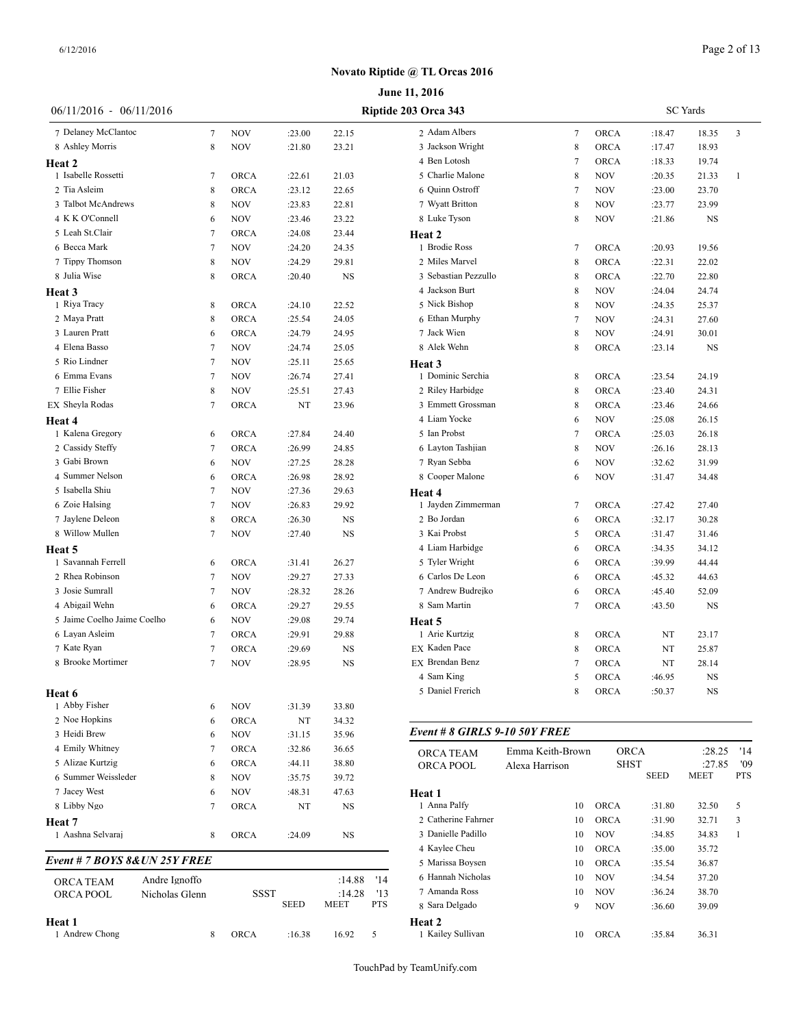**Novato Riptide @ TL Orcas 2016**

**June 11, 2016**

06/11/2016 - 06/11/2016 **Riptide 203 Orca 343** SC Yards

| Name | Age | Team | Seed | Finals | Pts |
|---|---|---|---|---|---|
| 7 Delaney McClantoc | 7 | NOV | :23.00 | 22.15 | |
| 8 Ashley Morris | 8 | NOV | :21.80 | 23.21 | |

**Heat 2**

| Name | Age | Team | Seed | Finals | Pts |
|---|---|---|---|---|---|
| 1 Isabelle Rossetti | 7 | ORCA | :22.61 | 21.03 | |
| 2 Tia Asleim | 8 | ORCA | :23.12 | 22.65 | |
| 3 Talbot McAndrews | 8 | NOV | :23.83 | 22.81 | |
| 4 K K O'Connell | 6 | NOV | :23.46 | 23.22 | |
| 5 Leah St.Clair | 7 | ORCA | :24.08 | 23.44 | |
| 6 Becca Mark | 7 | NOV | :24.20 | 24.35 | |
| 7 Tippy Thomson | 8 | NOV | :24.29 | 29.81 | |
| 8 Julia Wise | 8 | ORCA | :20.40 | NS | |

**Heat 3**

| Name | Age | Team | Seed | Finals | Pts |
|---|---|---|---|---|---|
| 1 Riya Tracy | 8 | ORCA | :24.10 | 22.52 | |
| 2 Maya Pratt | 8 | ORCA | :25.54 | 24.05 | |
| 3 Lauren Pratt | 6 | ORCA | :24.79 | 24.95 | |
| 4 Elena Basso | 7 | NOV | :24.74 | 25.05 | |
| 5 Rio Lindner | 7 | NOV | :25.11 | 25.65 | |
| 6 Emma Evans | 7 | NOV | :26.74 | 27.41 | |
| 7 Ellie Fisher | 8 | NOV | :25.51 | 27.43 | |
| EX Sheyla Rodas | 7 | ORCA | NT | 23.96 | |

**Heat 4**

| Name | Age | Team | Seed | Finals | Pts |
|---|---|---|---|---|---|
| 1 Kalena Gregory | 6 | ORCA | :27.84 | 24.40 | |
| 2 Cassidy Steffy | 7 | ORCA | :26.99 | 24.85 | |
| 3 Gabi Brown | 6 | NOV | :27.25 | 28.28 | |
| 4 Summer Nelson | 6 | ORCA | :26.98 | 28.92 | |
| 5 Isabella Shiu | 7 | NOV | :27.36 | 29.63 | |
| 6 Zoie Halsing | 7 | NOV | :26.83 | 29.92 | |
| 7 Jaylene Deleon | 8 | ORCA | :26.30 | NS | |
| 8 Willow Mullen | 7 | NOV | :27.40 | NS | |

**Heat 5**

| Name | Age | Team | Seed | Finals | Pts |
|---|---|---|---|---|---|
| 1 Savannah Ferrell | 6 | ORCA | :31.41 | 26.27 | |
| 2 Rhea Robinson | 7 | NOV | :29.27 | 27.33 | |
| 3 Josie Sumrall | 7 | NOV | :28.32 | 28.26 | |
| 4 Abigail Wehn | 6 | ORCA | :29.27 | 29.55 | |
| 5 Jaime Coelho Jaime Coelho | 6 | NOV | :29.08 | 29.74 | |
| 6 Layan Asleim | 7 | ORCA | :29.91 | 29.88 | |
| 7 Kate Ryan | 7 | ORCA | :29.69 | NS | |
| 8 Brooke Mortimer | 7 | NOV | :28.95 | NS | |

**Heat 6**

| Name | Age | Team | Seed | Finals | Pts |
|---|---|---|---|---|---|
| 1 Abby Fisher | 6 | NOV | :31.39 | 33.80 | |
| 2 Noe Hopkins | 6 | ORCA | NT | 34.32 | |
| 3 Heidi Brew | 6 | NOV | :31.15 | 35.96 | |
| 4 Emily Whitney | 7 | ORCA | :32.86 | 36.65 | |
| 5 Alizae Kurtzig | 6 | ORCA | :44.11 | 38.80 | |
| 6 Summer Weissleder | 8 | NOV | :35.75 | 39.72 | |
| 7 Jacey West | 6 | NOV | :48.31 | 47.63 | |
| 8 Libby Ngo | 7 | ORCA | NT | NS | |

**Heat 7**

| Name | Age | Team | Seed | Finals | Pts |
|---|---|---|---|---|---|
| 1 Aashna Selvaraj | 8 | ORCA | :24.09 | NS | |

### *Event # 7 BOYS 8&UN 25Y FREE*

| | | | | | |
|---|---|---|---|---|---|
| ORCA TEAM | Andre Ignoffo | | | :14.88 | '14 |
| ORCA POOL | Nicholas Glenn | SSST | | :14.28 | '13 |
| | | | SEED | MEET | PTS |

**Heat 1**

| Name | Age | Team | Seed | Finals | Pts |
|---|---|---|---|---|---|
| 1 Andrew Chong | 8 | ORCA | :16.38 | 16.92 | 5 |
| 2 Adam Albers | 7 | ORCA | :18.47 | 18.35 | 3 |
| 3 Jackson Wright | 8 | ORCA | :17.47 | 18.93 | |
| 4 Ben Lotosh | 7 | ORCA | :18.33 | 19.74 | |
| 5 Charlie Malone | 8 | NOV | :20.35 | 21.33 | 1 |
| 6 Quinn Ostroff | 7 | NOV | :23.00 | 23.70 | |
| 7 Wyatt Britton | 8 | NOV | :23.77 | 23.99 | |
| 8 Luke Tyson | 8 | NOV | :21.86 | NS | |

**Heat 2**

| Name | Age | Team | Seed | Finals | Pts |
|---|---|---|---|---|---|
| 1 Brodie Ross | 7 | ORCA | :20.93 | 19.56 | |
| 2 Miles Marvel | 8 | ORCA | :22.31 | 22.02 | |
| 3 Sebastian Pezzullo | 8 | ORCA | :22.70 | 22.80 | |
| 4 Jackson Burt | 8 | NOV | :24.04 | 24.74 | |
| 5 Nick Bishop | 8 | NOV | :24.35 | 25.37 | |
| 6 Ethan Murphy | 7 | NOV | :24.31 | 27.60 | |
| 7 Jack Wien | 8 | NOV | :24.91 | 30.01 | |
| 8 Alek Wehn | 8 | ORCA | :23.14 | NS | |

**Heat 3**

| Name | Age | Team | Seed | Finals | Pts |
|---|---|---|---|---|---|
| 1 Dominic Serchia | 8 | ORCA | :23.54 | 24.19 | |
| 2 Riley Harbidge | 8 | ORCA | :23.40 | 24.31 | |
| 3 Emmett Grossman | 8 | ORCA | :23.46 | 24.66 | |
| 4 Liam Yocke | 6 | NOV | :25.08 | 26.15 | |
| 5 Ian Probst | 7 | ORCA | :25.03 | 26.18 | |
| 6 Layton Tashjian | 8 | NOV | :26.16 | 28.13 | |
| 7 Ryan Sebba | 6 | NOV | :32.62 | 31.99 | |
| 8 Cooper Malone | 6 | NOV | :31.47 | 34.48 | |

**Heat 4**

| Name | Age | Team | Seed | Finals | Pts |
|---|---|---|---|---|---|
| 1 Jayden Zimmerman | 7 | ORCA | :27.42 | 27.40 | |
| 2 Bo Jordan | 6 | ORCA | :32.17 | 30.28 | |
| 3 Kai Probst | 5 | ORCA | :31.47 | 31.46 | |
| 4 Liam Harbidge | 6 | ORCA | :34.35 | 34.12 | |
| 5 Tyler Wright | 6 | ORCA | :39.99 | 44.44 | |
| 6 Carlos De Leon | 6 | ORCA | :45.32 | 44.63 | |
| 7 Andrew Budrejko | 6 | ORCA | :45.40 | 52.09 | |
| 8 Sam Martin | 7 | ORCA | :43.50 | NS | |

**Heat 5**

| Name | Age | Team | Seed | Finals | Pts |
|---|---|---|---|---|---|
| 1 Arie Kurtzig | 8 | ORCA | NT | 23.17 | |
| EX Kaden Pace | 8 | ORCA | NT | 25.87 | |
| EX Brendan Benz | 7 | ORCA | NT | 28.14 | |
| 4 Sam King | 5 | ORCA | :46.95 | NS | |
| 5 Daniel Frerich | 8 | ORCA | :50.37 | NS | |

### *Event # 8 GIRLS 9-10 50Y FREE*

| | | | | | |
|---|---|---|---|---|---|
| ORCA TEAM | Emma Keith-Brown | ORCA | | :28.25 | '14 |
| ORCA POOL | Alexa Harrison | SHST | | :27.85 | '09 |
| | | | SEED | MEET | PTS |

**Heat 1**

| Name | Age | Team | Seed | Finals | Pts |
|---|---|---|---|---|---|
| 1 Anna Palfy | 10 | ORCA | :31.80 | 32.50 | 5 |
| 2 Catherine Fahrner | 10 | ORCA | :31.90 | 32.71 | 3 |
| 3 Danielle Padillo | 10 | NOV | :34.85 | 34.83 | 1 |
| 4 Kaylee Cheu | 10 | ORCA | :35.00 | 35.72 | |
| 5 Marissa Boysen | 10 | ORCA | :35.54 | 36.87 | |
| 6 Hannah Nicholas | 10 | NOV | :34.54 | 37.20 | |
| 7 Amanda Ross | 10 | NOV | :36.24 | 38.70 | |
| 8 Sara Delgado | 9 | NOV | :36.60 | 39.09 | |

**Heat 2**

| Name | Age | Team | Seed | Finals | Pts |
|---|---|---|---|---|---|
| 1 Kailey Sullivan | 10 | ORCA | :35.84 | 36.31 | |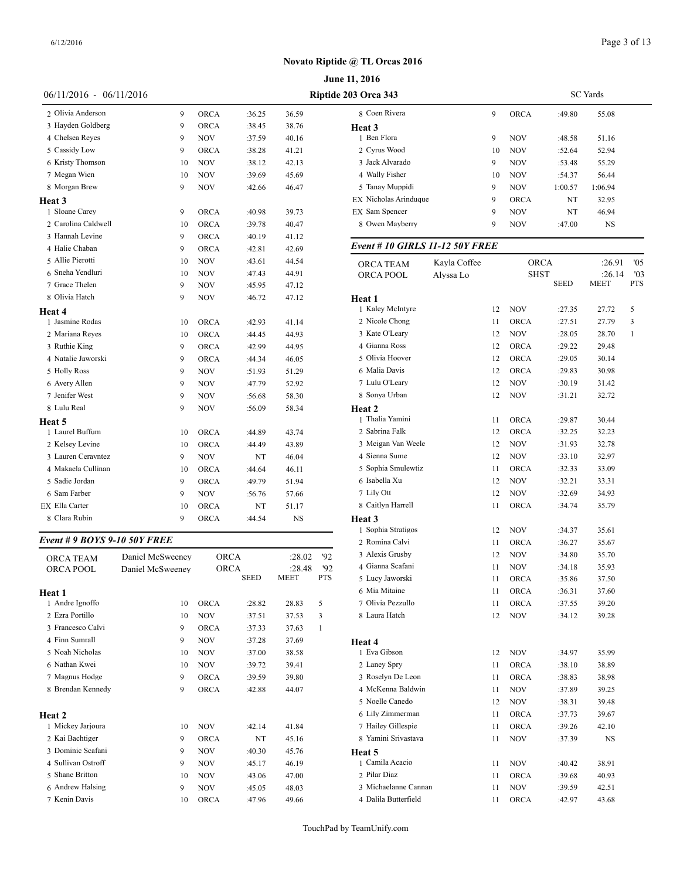# Novato Riptide @ TL Orcas 2016

## June 11, 2016

06/11/2016 - 06/11/2016 **Riptide 203 Orca 343** SC Yards

| | Name | Age | Team | Seed | Time |
|---|---|---|---|---|---|
| 2 | Olivia Anderson | 9 | ORCA | :36.25 | 36.59 |
| 3 | Hayden Goldberg | 9 | ORCA | :38.45 | 38.76 |
| 4 | Chelsea Reyes | 9 | NOV | :37.59 | 40.16 |
| 5 | Cassidy Low | 9 | ORCA | :38.28 | 41.21 |
| 6 | Kristy Thomson | 10 | NOV | :38.12 | 42.13 |
| 7 | Megan Wien | 10 | NOV | :39.69 | 45.69 |
| 8 | Morgan Brew | 9 | NOV | :42.66 | 46.47 |

**Heat 3**

| | Name | Age | Team | Seed | Time |
|---|---|---|---|---|---|
| 1 | Sloane Carey | 9 | ORCA | :40.98 | 39.73 |
| 2 | Carolina Caldwell | 10 | ORCA | :39.78 | 40.47 |
| 3 | Hannah Levine | 9 | ORCA | :40.19 | 41.12 |
| 4 | Halie Chaban | 9 | ORCA | :42.81 | 42.69 |
| 5 | Allie Pierotti | 10 | NOV | :43.61 | 44.54 |
| 6 | Sneha Yendluri | 10 | NOV | :47.43 | 44.91 |
| 7 | Grace Thelen | 9 | NOV | :45.95 | 47.12 |
| 8 | Olivia Hatch | 9 | NOV | :46.72 | 47.12 |

**Heat 4**

| | Name | Age | Team | Seed | Time |
|---|---|---|---|---|---|
| 1 | Jasmine Rodas | 10 | ORCA | :42.93 | 41.14 |
| 2 | Mariana Reyes | 10 | ORCA | :44.45 | 44.93 |
| 3 | Ruthie King | 9 | ORCA | :42.99 | 44.95 |
| 4 | Natalie Jaworski | 9 | ORCA | :44.34 | 46.05 |
| 5 | Holly Ross | 9 | NOV | :51.93 | 51.29 |
| 6 | Avery Allen | 9 | NOV | :47.79 | 52.92 |
| 7 | Jenifer West | 9 | NOV | :56.68 | 58.30 |
| 8 | Lulu Real | 9 | NOV | :56.09 | 58.34 |

**Heat 5**

| | Name | Age | Team | Seed | Time |
|---|---|---|---|---|---|
| 1 | Laurel Buffum | 10 | ORCA | :44.89 | 43.74 |
| 2 | Kelsey Levine | 10 | ORCA | :44.49 | 43.89 |
| 3 | Lauren Ceravntez | 9 | NOV | NT | 46.04 |
| 4 | Makaela Cullinan | 10 | ORCA | :44.64 | 46.11 |
| 5 | Sadie Jordan | 9 | ORCA | :49.79 | 51.94 |
| 6 | Sam Farber | 9 | NOV | :56.76 | 57.66 |
| EX | Ella Carter | 10 | ORCA | NT | 51.17 |
| 8 | Clara Rubin | 9 | ORCA | :44.54 | NS |

### *Event # 9 BOYS 9-10 50Y FREE*

| | | | | | |
|---|---|---|---|---|---|
| ORCA TEAM | Daniel McSweeney | ORCA | :28.02 | '92 | |
| ORCA POOL | Daniel McSweeney | ORCA | :28.48 | '92 | |
| | | SEED | MEET | PTS | |

**Heat 1**

| | Name | Age | Team | Seed | Time | Pts |
|---|---|---|---|---|---|---|
| 1 | Andre Ignoffo | 10 | ORCA | :28.82 | 28.83 | 5 |
| 2 | Ezra Portillo | 10 | NOV | :37.51 | 37.53 | 3 |
| 3 | Francesco Calvi | 9 | ORCA | :37.33 | 37.63 | 1 |
| 4 | Finn Sumrall | 9 | NOV | :37.28 | 37.69 | |
| 5 | Noah Nicholas | 10 | NOV | :37.00 | 38.58 | |
| 6 | Nathan Kwei | 10 | NOV | :39.72 | 39.41 | |
| 7 | Magnus Hodge | 9 | ORCA | :39.59 | 39.80 | |
| 8 | Brendan Kennedy | 9 | ORCA | :42.88 | 44.07 | |

**Heat 2**

| | Name | Age | Team | Seed | Time |
|---|---|---|---|---|---|
| 1 | Mickey Jarjoura | 10 | NOV | :42.14 | 41.84 |
| 2 | Kai Bachtiger | 9 | ORCA | NT | 45.16 |
| 3 | Dominic Scafani | 9 | NOV | :40.30 | 45.76 |
| 4 | Sullivan Ostroff | 9 | NOV | :45.17 | 46.19 |
| 5 | Shane Britton | 10 | NOV | :43.06 | 47.00 |
| 6 | Andrew Halsing | 9 | NOV | :45.05 | 48.03 |
| 7 | Kenin Davis | 10 | ORCA | :47.96 | 49.66 |
| 8 | Coen Rivera | 9 | ORCA | :49.80 | 55.08 |

**Heat 3**

| | Name | Age | Team | Seed | Time |
|---|---|---|---|---|---|
| 1 | Ben Flora | 9 | NOV | :48.58 | 51.16 |
| 2 | Cyrus Wood | 10 | NOV | :52.64 | 52.94 |
| 3 | Jack Alvarado | 9 | NOV | :53.48 | 55.29 |
| 4 | Wally Fisher | 10 | NOV | :54.37 | 56.44 |
| 5 | Tanay Muppidi | 9 | NOV | 1:00.57 | 1:06.94 |
| EX | Nicholas Arinduque | 9 | ORCA | NT | 32.95 |
| EX | Sam Spencer | 9 | NOV | NT | 46.94 |
| 8 | Owen Mayberry | 9 | NOV | :47.00 | NS |

### *Event # 10 GIRLS 11-12 50Y FREE*

| | | | | | |
|---|---|---|---|---|---|
| ORCA TEAM | Kayla Coffee | ORCA | :26.91 | '05 | |
| ORCA POOL | Alyssa Lo | SHST | :26.14 | '03 | |
| | | SEED | MEET | PTS | |

**Heat 1**

| | Name | Age | Team | Seed | Time | Pts |
|---|---|---|---|---|---|---|
| 1 | Kaley McIntyre | 12 | NOV | :27.35 | 27.72 | 5 |
| 2 | Nicole Chong | 11 | ORCA | :27.51 | 27.79 | 3 |
| 3 | Kate O'Leary | 12 | NOV | :28.05 | 28.70 | 1 |
| 4 | Gianna Ross | 12 | ORCA | :29.22 | 29.48 | |
| 5 | Olivia Hoover | 12 | ORCA | :29.05 | 30.14 | |
| 6 | Malia Davis | 12 | ORCA | :29.83 | 30.98 | |
| 7 | Lulu O'Leary | 12 | NOV | :30.19 | 31.42 | |
| 8 | Sonya Urban | 12 | NOV | :31.21 | 32.72 | |

**Heat 2**

| | Name | Age | Team | Seed | Time |
|---|---|---|---|---|---|
| 1 | Thalia Yamini | 11 | ORCA | :29.87 | 30.44 |
| 2 | Sabrina Falk | 12 | ORCA | :32.25 | 32.23 |
| 3 | Meigan Van Weele | 12 | NOV | :31.93 | 32.78 |
| 4 | Sienna Sume | 12 | NOV | :33.10 | 32.97 |
| 5 | Sophia Smulewtiz | 11 | ORCA | :32.33 | 33.09 |
| 6 | Isabella Xu | 12 | NOV | :32.21 | 33.31 |
| 7 | Lily Ott | 12 | NOV | :32.69 | 34.93 |
| 8 | Caitlyn Harrell | 11 | ORCA | :34.74 | 35.79 |

**Heat 3**

| | Name | Age | Team | Seed | Time |
|---|---|---|---|---|---|
| 1 | Sophia Stratigos | 12 | NOV | :34.37 | 35.61 |
| 2 | Romina Calvi | 11 | ORCA | :36.27 | 35.67 |
| 3 | Alexis Grusby | 12 | NOV | :34.80 | 35.70 |
| 4 | Gianna Scafani | 11 | NOV | :34.18 | 35.93 |
| 5 | Lucy Jaworski | 11 | ORCA | :35.86 | 37.50 |
| 6 | Mia Mitaine | 11 | ORCA | :36.31 | 37.60 |
| 7 | Olivia Pezzullo | 11 | ORCA | :37.55 | 39.20 |
| 8 | Laura Hatch | 12 | NOV | :34.12 | 39.28 |

**Heat 4**

| | Name | Age | Team | Seed | Time |
|---|---|---|---|---|---|
| 1 | Eva Gibson | 12 | NOV | :34.97 | 35.99 |
| 2 | Laney Spry | 11 | ORCA | :38.10 | 38.89 |
| 3 | Roselyn De Leon | 11 | ORCA | :38.83 | 38.98 |
| 4 | McKenna Baldwin | 11 | NOV | :37.89 | 39.25 |
| 5 | Noelle Canedo | 12 | NOV | :38.31 | 39.48 |
| 6 | Lily Zimmerman | 11 | ORCA | :37.73 | 39.67 |
| 7 | Hailey Gillespie | 11 | ORCA | :39.26 | 42.10 |
| 8 | Yamini Srivastava | 11 | NOV | :37.39 | NS |

**Heat 5**

| | Name | Age | Team | Seed | Time |
|---|---|---|---|---|---|
| 1 | Camila Acacio | 11 | NOV | :40.42 | 38.91 |
| 2 | Pilar Diaz | 11 | ORCA | :39.68 | 40.93 |
| 3 | Michaelanne Cannan | 11 | NOV | :39.59 | 42.51 |
| 4 | Dalila Butterfield | 11 | ORCA | :42.97 | 43.68 |

TouchPad by TeamUnify.com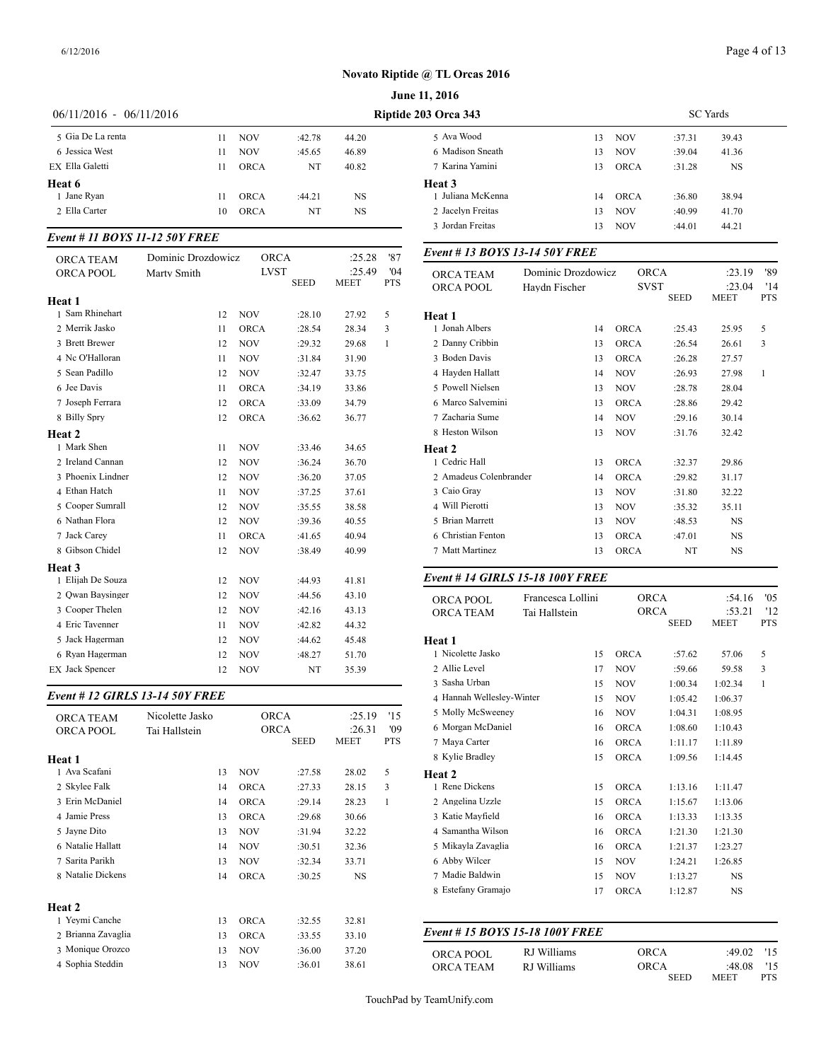# Novato Riptide @ TL Orcas 2016

**June 11, 2016**

06/11/2016 - 06/11/2016 — **Riptide 203 Orca 343** — SC Yards

| | Name | Age | Team | Seed | Meet | Pts |
|---|---|---|---|---|---|---|
| 5 | Gia De La renta | 11 | NOV | :42.78 | 44.20 | |
| 6 | Jessica West | 11 | NOV | :45.65 | 46.89 | |
| EX | Ella Galetti | 11 | ORCA | NT | 40.82 | |
| **Heat 6** | | | | | | |
| 1 | Jane Ryan | 11 | ORCA | :44.21 | NS | |
| 2 | Ella Carter | 10 | ORCA | NT | NS | |

### *Event # 11 BOYS 11-12 50Y FREE*

| | | | | | | |
|---|---|---|---|---|---|---|
| ORCA TEAM | Dominic Drozdowicz | | ORCA | | :25.28 | '87 |
| ORCA POOL | Marty Smith | | LVST | | :25.49 | '04 |
| | | | | SEED | MEET | PTS |
| **Heat 1** | | | | | | |
| 1 | Sam Rhinehart | 12 | NOV | :28.10 | 27.92 | 5 |
| 2 | Merrik Jasko | 11 | ORCA | :28.54 | 28.34 | 3 |
| 3 | Brett Brewer | 12 | NOV | :29.32 | 29.68 | 1 |
| 4 | Nc O'Halloran | 11 | NOV | :31.84 | 31.90 | |
| 5 | Sean Padillo | 12 | NOV | :32.47 | 33.75 | |
| 6 | Jee Davis | 11 | ORCA | :34.19 | 33.86 | |
| 7 | Joseph Ferrara | 12 | ORCA | :33.09 | 34.79 | |
| 8 | Billy Spry | 12 | ORCA | :36.62 | 36.77 | |
| **Heat 2** | | | | | | |
| 1 | Mark Shen | 11 | NOV | :33.46 | 34.65 | |
| 2 | Ireland Cannan | 12 | NOV | :36.24 | 36.70 | |
| 3 | Phoenix Lindner | 12 | NOV | :36.20 | 37.05 | |
| 4 | Ethan Hatch | 11 | NOV | :37.25 | 37.61 | |
| 5 | Cooper Sumrall | 12 | NOV | :35.55 | 38.58 | |
| 6 | Nathan Flora | 12 | NOV | :39.36 | 40.55 | |
| 7 | Jack Carey | 11 | ORCA | :41.65 | 40.94 | |
| 8 | Gibson Chidel | 12 | NOV | :38.49 | 40.99 | |
| **Heat 3** | | | | | | |
| 1 | Elijah De Souza | 12 | NOV | :44.93 | 41.81 | |
| 2 | Qwan Baysinger | 12 | NOV | :44.56 | 43.10 | |
| 3 | Cooper Thelen | 12 | NOV | :42.16 | 43.13 | |
| 4 | Eric Tavenner | 11 | NOV | :42.82 | 44.32 | |
| 5 | Jack Hagerman | 12 | NOV | :44.62 | 45.48 | |
| 6 | Ryan Hagerman | 12 | NOV | :48.27 | 51.70 | |
| EX | Jack Spencer | 12 | NOV | NT | 35.39 | |

### *Event # 12 GIRLS 13-14 50Y FREE*

| | | | | | | |
|---|---|---|---|---|---|---|
| ORCA TEAM | Nicolette Jasko | | ORCA | | :25.19 | '15 |
| ORCA POOL | Tai Hallstein | | ORCA | | :26.31 | '09 |
| | | | | SEED | MEET | PTS |
| **Heat 1** | | | | | | |
| 1 | Ava Scafani | 13 | NOV | :27.58 | 28.02 | 5 |
| 2 | Skylee Falk | 14 | ORCA | :27.33 | 28.15 | 3 |
| 3 | Erin McDaniel | 14 | ORCA | :29.14 | 28.23 | 1 |
| 4 | Jamie Press | 13 | ORCA | :29.68 | 30.66 | |
| 5 | Jayne Dito | 13 | NOV | :31.94 | 32.22 | |
| 6 | Natalie Hallatt | 14 | NOV | :30.51 | 32.36 | |
| 7 | Sarita Parikh | 13 | NOV | :32.34 | 33.71 | |
| 8 | Natalie Dickens | 14 | ORCA | :30.25 | NS | |
| **Heat 2** | | | | | | |
| 1 | Yeymi Canche | 13 | ORCA | :32.55 | 32.81 | |
| 2 | Brianna Zavaglia | 13 | ORCA | :33.55 | 33.10 | |
| 3 | Monique Orozco | 13 | NOV | :36.00 | 37.20 | |
| 4 | Sophia Steddin | 13 | NOV | :36.01 | 38.61 | |
| 5 | Ava Wood | 13 | NOV | :37.31 | 39.43 | |
| 6 | Madison Sneath | 13 | NOV | :39.04 | 41.36 | |
| 7 | Karina Yamini | 13 | ORCA | :31.28 | NS | |
| **Heat 3** | | | | | | |
| 1 | Juliana McKenna | 14 | ORCA | :36.80 | 38.94 | |
| 2 | Jacelyn Freitas | 13 | NOV | :40.99 | 41.70 | |
| 3 | Jordan Freitas | 13 | NOV | :44.01 | 44.21 | |

### *Event # 13 BOYS 13-14 50Y FREE*

| | | | | | | |
|---|---|---|---|---|---|---|
| ORCA TEAM | Dominic Drozdowicz | | ORCA | | :23.19 | '89 |
| ORCA POOL | Haydn Fischer | | SVST | | :23.04 | '14 |
| | | | | SEED | MEET | PTS |
| **Heat 1** | | | | | | |
| 1 | Jonah Albers | 14 | ORCA | :25.43 | 25.95 | 5 |
| 2 | Danny Cribbin | 13 | ORCA | :26.54 | 26.61 | 3 |
| 3 | Boden Davis | 13 | ORCA | :26.28 | 27.57 | |
| 4 | Hayden Hallatt | 14 | NOV | :26.93 | 27.98 | 1 |
| 5 | Powell Nielsen | 13 | NOV | :28.78 | 28.04 | |
| 6 | Marco Salvemini | 13 | ORCA | :28.86 | 29.42 | |
| 7 | Zacharia Sume | 14 | NOV | :29.16 | 30.14 | |
| 8 | Heston Wilson | 13 | NOV | :31.76 | 32.42 | |
| **Heat 2** | | | | | | |
| 1 | Cedric Hall | 13 | ORCA | :32.37 | 29.86 | |
| 2 | Amadeus Colenbrander | 14 | ORCA | :29.82 | 31.17 | |
| 3 | Caio Gray | 13 | NOV | :31.80 | 32.22 | |
| 4 | Will Pierotti | 13 | NOV | :35.32 | 35.11 | |
| 5 | Brian Marrett | 13 | NOV | :48.53 | NS | |
| 6 | Christian Fenton | 13 | ORCA | :47.01 | NS | |
| 7 | Matt Martinez | 13 | ORCA | NT | NS | |

### *Event # 14 GIRLS 15-18 100Y FREE*

| | | | | | | |
|---|---|---|---|---|---|---|
| ORCA POOL | Francesca Lollini | | ORCA | | :54.16 | '05 |
| ORCA TEAM | Tai Hallstein | | ORCA | | :53.21 | '12 |
| | | | | SEED | MEET | PTS |
| **Heat 1** | | | | | | |
| 1 | Nicolette Jasko | 15 | ORCA | :57.62 | 57.06 | 5 |
| 2 | Allie Level | 17 | NOV | :59.66 | 59.58 | 3 |
| 3 | Sasha Urban | 15 | NOV | 1:00.34 | 1:02.34 | 1 |
| 4 | Hannah Wellesley-Winter | 15 | NOV | 1:05.42 | 1:06.37 | |
| 5 | Molly McSweeney | 16 | NOV | 1:04.31 | 1:08.95 | |
| 6 | Morgan McDaniel | 16 | ORCA | 1:08.60 | 1:10.43 | |
| 7 | Maya Carter | 16 | ORCA | 1:11.17 | 1:11.89 | |
| 8 | Kylie Bradley | 15 | ORCA | 1:09.56 | 1:14.45 | |
| **Heat 2** | | | | | | |
| 1 | Rene Dickens | 15 | ORCA | 1:13.16 | 1:11.47 | |
| 2 | Angelina Uzzle | 15 | ORCA | 1:15.67 | 1:13.06 | |
| 3 | Katie Mayfield | 16 | ORCA | 1:13.33 | 1:13.35 | |
| 4 | Samantha Wilson | 16 | ORCA | 1:21.30 | 1:21.30 | |
| 5 | Mikayla Zavaglia | 16 | ORCA | 1:21.37 | 1:23.27 | |
| 6 | Abby Wilcer | 15 | NOV | 1:24.21 | 1:26.85 | |
| 7 | Madie Baldwin | 15 | NOV | 1:13.27 | NS | |
| 8 | Estefany Gramajo | 17 | ORCA | 1:12.87 | NS | |

### *Event # 15 BOYS 15-18 100Y FREE*

| | | | | | | |
|---|---|---|---|---|---|---|
| ORCA POOL | RJ Williams | | ORCA | | :49.02 | '15 |
| ORCA TEAM | RJ Williams | | ORCA | | :48.08 | '15 |
| | | | | SEED | MEET | PTS |

TouchPad by TeamUnify.com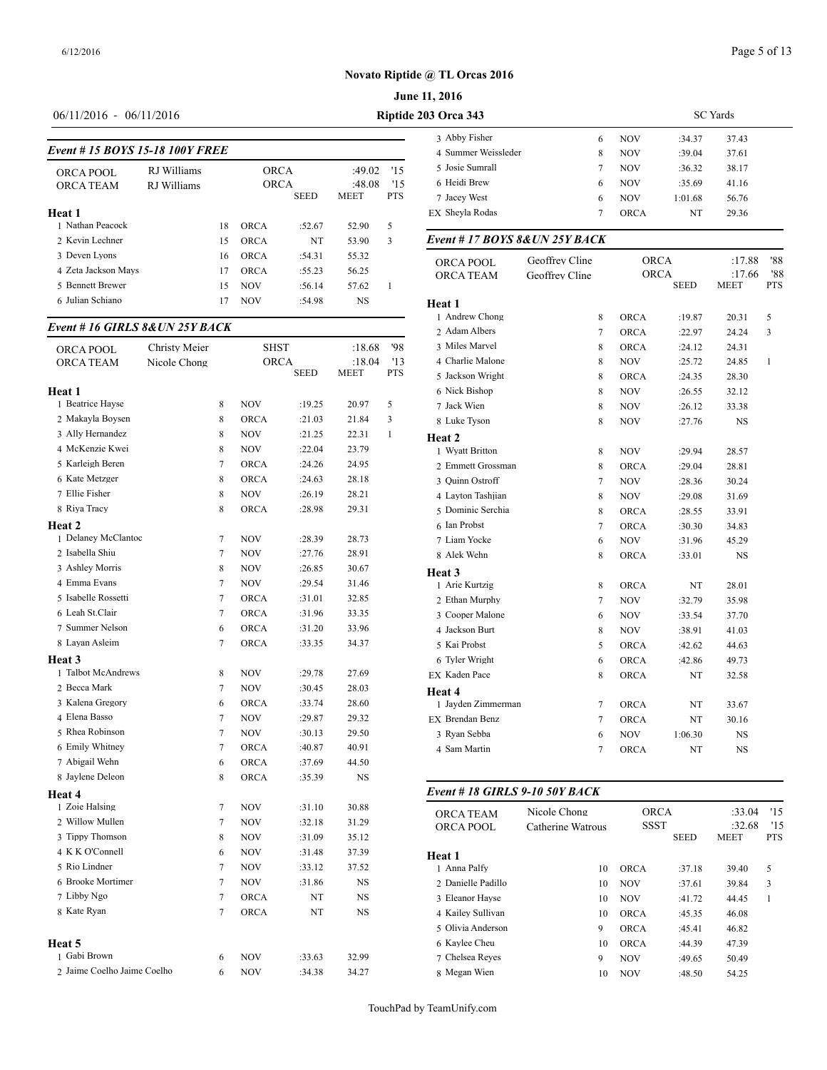# Novato Riptide @ TL Orcas 2016

## June 11, 2016

06/11/2016 - 06/11/2016 — Riptide 203 Orca 343 — SC Yards

### Event # 15 BOYS 15-18 100Y FREE

| | | | | | |
|---|---|---|---|---|---|
| ORCA POOL | RJ Williams | | ORCA | :49.02 | '15 |
| ORCA TEAM | RJ Williams | | ORCA | :48.08 | '15 |

| | Age | Team | SEED | MEET | PTS |
|---|---|---|---|---|---|
| **Heat 1** | | | | | |
| 1 Nathan Peacock | 18 | ORCA | :52.67 | 52.90 | 5 |
| 2 Kevin Lechner | 15 | ORCA | NT | 53.90 | 3 |
| 3 Deven Lyons | 16 | ORCA | :54.31 | 55.32 | |
| 4 Zeta Jackson Mays | 17 | ORCA | :55.23 | 56.25 | |
| 5 Bennett Brewer | 15 | NOV | :56.14 | 57.62 | 1 |
| 6 Julian Schiano | 17 | NOV | :54.98 | NS | |

### Event # 16 GIRLS 8&UN 25Y BACK

| | | | | | |
|---|---|---|---|---|---|
| ORCA POOL | Christy Meier | | SHST | :18.68 | '98 |
| ORCA TEAM | Nicole Chong | | ORCA | :18.04 | '13 |

| | Age | Team | SEED | MEET | PTS |
|---|---|---|---|---|---|
| **Heat 1** | | | | | |
| 1 Beatrice Hayse | 8 | NOV | :19.25 | 20.97 | 5 |
| 2 Makayla Boysen | 8 | ORCA | :21.03 | 21.84 | 3 |
| 3 Ally Hernandez | 8 | NOV | :21.25 | 22.31 | 1 |
| 4 McKenzie Kwei | 8 | NOV | :22.04 | 23.79 | |
| 5 Karleigh Beren | 7 | ORCA | :24.26 | 24.95 | |
| 6 Kate Metzger | 8 | ORCA | :24.63 | 28.18 | |
| 7 Ellie Fisher | 8 | NOV | :26.19 | 28.21 | |
| 8 Riya Tracy | 8 | ORCA | :28.98 | 29.31 | |
| **Heat 2** | | | | | |
| 1 Delaney McClantoc | 7 | NOV | :28.39 | 28.73 | |
| 2 Isabella Shiu | 7 | NOV | :27.76 | 28.91 | |
| 3 Ashley Morris | 8 | NOV | :26.85 | 30.67 | |
| 4 Emma Evans | 7 | NOV | :29.54 | 31.46 | |
| 5 Isabelle Rossetti | 7 | ORCA | :31.01 | 32.85 | |
| 6 Leah St.Clair | 7 | ORCA | :31.96 | 33.35 | |
| 7 Summer Nelson | 6 | ORCA | :31.20 | 33.96 | |
| 8 Layan Asleim | 7 | ORCA | :33.35 | 34.37 | |
| **Heat 3** | | | | | |
| 1 Talbot McAndrews | 8 | NOV | :29.78 | 27.69 | |
| 2 Becca Mark | 7 | NOV | :30.45 | 28.03 | |
| 3 Kalena Gregory | 6 | ORCA | :33.74 | 28.60 | |
| 4 Elena Basso | 7 | NOV | :29.87 | 29.32 | |
| 5 Rhea Robinson | 7 | NOV | :30.13 | 29.50 | |
| 6 Emily Whitney | 7 | ORCA | :40.87 | 40.91 | |
| 7 Abigail Wehn | 6 | ORCA | :37.69 | 44.50 | |
| 8 Jaylene Deleon | 8 | ORCA | :35.39 | NS | |
| **Heat 4** | | | | | |
| 1 Zoie Halsing | 7 | NOV | :31.10 | 30.88 | |
| 2 Willow Mullen | 7 | NOV | :32.18 | 31.29 | |
| 3 Tippy Thomson | 8 | NOV | :31.09 | 35.12 | |
| 4 K K O'Connell | 6 | NOV | :31.48 | 37.39 | |
| 5 Rio Lindner | 7 | NOV | :33.12 | 37.52 | |
| 6 Brooke Mortimer | 7 | NOV | :31.86 | NS | |
| 7 Libby Ngo | 7 | ORCA | NT | NS | |
| 8 Kate Ryan | 7 | ORCA | NT | NS | |
| **Heat 5** | | | | | |
| 1 Gabi Brown | 6 | NOV | :33.63 | 32.99 | |
| 2 Jaime Coelho Jaime Coelho | 6 | NOV | :34.38 | 34.27 | |
| 3 Abby Fisher | 6 | NOV | :34.37 | 37.43 | |
| 4 Summer Weissleder | 8 | NOV | :39.04 | 37.61 | |
| 5 Josie Sumrall | 7 | NOV | :36.32 | 38.17 | |
| 6 Heidi Brew | 6 | NOV | :35.69 | 41.16 | |
| 7 Jacey West | 6 | NOV | 1:01.68 | 56.76 | |
| EX Sheyla Rodas | 7 | ORCA | NT | 29.36 | |

### Event # 17 BOYS 8&UN 25Y BACK

| | | | | | |
|---|---|---|---|---|---|
| ORCA POOL | Geoffrey Cline | | ORCA | :17.88 | '88 |
| ORCA TEAM | Geoffrey Cline | | ORCA | :17.66 | '88 |

| | Age | Team | SEED | MEET | PTS |
|---|---|---|---|---|---|
| **Heat 1** | | | | | |
| 1 Andrew Chong | 8 | ORCA | :19.87 | 20.31 | 5 |
| 2 Adam Albers | 7 | ORCA | :22.97 | 24.24 | 3 |
| 3 Miles Marvel | 8 | ORCA | :24.12 | 24.31 | |
| 4 Charlie Malone | 8 | NOV | :25.72 | 24.85 | 1 |
| 5 Jackson Wright | 8 | ORCA | :24.35 | 28.30 | |
| 6 Nick Bishop | 8 | NOV | :26.55 | 32.12 | |
| 7 Jack Wien | 8 | NOV | :26.12 | 33.38 | |
| 8 Luke Tyson | 8 | NOV | :27.76 | NS | |
| **Heat 2** | | | | | |
| 1 Wyatt Britton | 8 | NOV | :29.94 | 28.57 | |
| 2 Emmett Grossman | 8 | ORCA | :29.04 | 28.81 | |
| 3 Quinn Ostroff | 7 | NOV | :28.36 | 30.24 | |
| 4 Layton Tashjian | 8 | NOV | :29.08 | 31.69 | |
| 5 Dominic Serchia | 8 | ORCA | :28.55 | 33.91 | |
| 6 Ian Probst | 7 | ORCA | :30.30 | 34.83 | |
| 7 Liam Yocke | 6 | NOV | :31.96 | 45.29 | |
| 8 Alek Wehn | 8 | ORCA | :33.01 | NS | |
| **Heat 3** | | | | | |
| 1 Arie Kurtzig | 8 | ORCA | NT | 28.01 | |
| 2 Ethan Murphy | 7 | NOV | :32.79 | 35.98 | |
| 3 Cooper Malone | 6 | NOV | :33.54 | 37.70 | |
| 4 Jackson Burt | 8 | NOV | :38.91 | 41.03 | |
| 5 Kai Probst | 5 | ORCA | :42.62 | 44.63 | |
| 6 Tyler Wright | 6 | ORCA | :42.86 | 49.73 | |
| EX Kaden Pace | 8 | ORCA | NT | 32.58 | |
| **Heat 4** | | | | | |
| 1 Jayden Zimmerman | 7 | ORCA | NT | 33.67 | |
| EX Brendan Benz | 7 | ORCA | NT | 30.16 | |
| 3 Ryan Sebba | 6 | NOV | 1:06.30 | NS | |
| 4 Sam Martin | 7 | ORCA | NT | NS | |

### Event # 18 GIRLS 9-10 50Y BACK

| | | | | | |
|---|---|---|---|---|---|
| ORCA TEAM | Nicole Chong | | ORCA | :33.04 | '15 |
| ORCA POOL | Catherine Watrous | | SSST | :32.68 | '15 |

| | Age | Team | SEED | MEET | PTS |
|---|---|---|---|---|---|
| **Heat 1** | | | | | |
| 1 Anna Palfy | 10 | ORCA | :37.18 | 39.40 | 5 |
| 2 Danielle Padillo | 10 | NOV | :37.61 | 39.84 | 3 |
| 3 Eleanor Hayse | 10 | NOV | :41.72 | 44.45 | 1 |
| 4 Kailey Sullivan | 10 | ORCA | :45.35 | 46.08 | |
| 5 Olivia Anderson | 9 | ORCA | :45.41 | 46.82 | |
| 6 Kaylee Cheu | 10 | ORCA | :44.39 | 47.39 | |
| 7 Chelsea Reyes | 9 | NOV | :49.65 | 50.49 | |
| 8 Megan Wien | 10 | NOV | :48.50 | 54.25 | |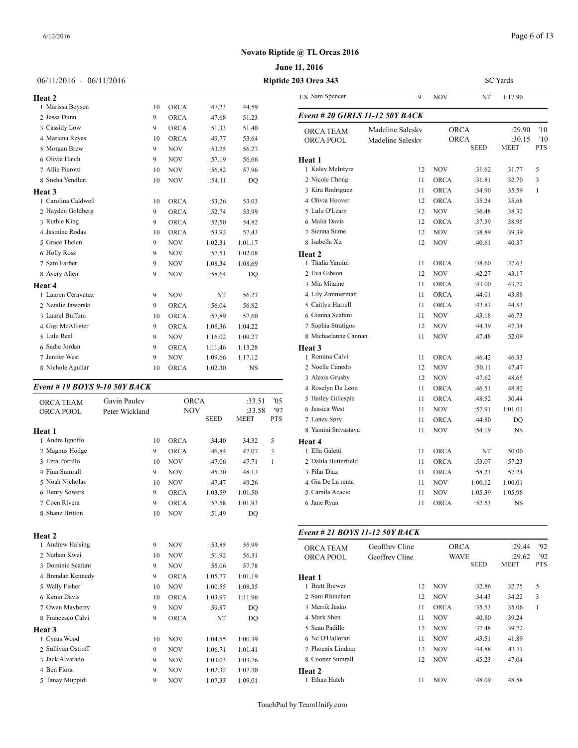# Novato Riptide @ TL Orcas 2016

**June 11, 2016**

06/11/2016 - 06/11/2016 | Riptide 203 Orca 343 | SC Yards

**Heat 2**

| Place | Name | Age | Team | Seed | Meet | Pts |
|---|---|---|---|---|---|---|
| 1 | Marissa Boysen | 10 | ORCA | :47.23 | 44.59 | |
| 2 | Jessa Dunn | 9 | ORCA | :47.68 | 51.23 | |
| 3 | Cassidy Low | 9 | ORCA | :51.33 | 51.40 | |
| 4 | Mariana Reyes | 10 | ORCA | :49.77 | 53.64 | |
| 5 | Morgan Brew | 9 | NOV | :53.25 | 56.27 | |
| 6 | Olivia Hatch | 9 | NOV | :57.19 | 56.66 | |
| 7 | Allie Pierotti | 10 | NOV | :56.82 | 57.96 | |
| 8 | Sneha Yendluri | 10 | NOV | :54.11 | DQ | |

**Heat 3**

| Place | Name | Age | Team | Seed | Meet | Pts |
|---|---|---|---|---|---|---|
| 1 | Carolina Caldwell | 10 | ORCA | :53.26 | 53.03 | |
| 2 | Hayden Goldberg | 9 | ORCA | :52.74 | 53.99 | |
| 3 | Ruthie King | 9 | ORCA | :52.50 | 54.82 | |
| 4 | Jasmine Rodas | 10 | ORCA | :53.92 | 57.43 | |
| 5 | Grace Thelen | 9 | NOV | 1:02.31 | 1:01.17 | |
| 6 | Holly Ross | 9 | NOV | :57.51 | 1:02.08 | |
| 7 | Sam Farber | 9 | NOV | 1:08.34 | 1:08.69 | |
| 8 | Avery Allen | 9 | NOV | :58.64 | DQ | |

**Heat 4**

| Place | Name | Age | Team | Seed | Meet | Pts |
|---|---|---|---|---|---|---|
| 1 | Lauren Ceravntez | 9 | NOV | NT | 56.27 | |
| 2 | Natalie Jaworski | 9 | ORCA | :56.04 | 56.82 | |
| 3 | Laurel Buffum | 10 | ORCA | :57.89 | 57.60 | |
| 4 | Gigi McAllister | 9 | ORCA | 1:08.36 | 1:04.22 | |
| 5 | Lulu Real | 9 | NOV | 1:16.02 | 1:09.27 | |
| 6 | Sadie Jordan | 9 | ORCA | 1:11.46 | 1:13.28 | |
| 7 | Jenifer West | 9 | NOV | 1:09.66 | 1:17.12 | |
| 8 | Nichole Aguilar | 10 | ORCA | 1:02.30 | NS | |

### *Event # 19 BOYS 9-10 50Y BACK*

| Record | Name | Team | Time | Year |
|---|---|---|---|---|
| ORCA TEAM | Gavin Pauley | ORCA | :33.51 | '05 |
| ORCA POOL | Peter Wickland | NOV | :33.58 | '97 |

**Heat 1**

| Place | Name | Age | Team | Seed | Meet | Pts |
|---|---|---|---|---|---|---|
| 1 | Andre Ignoffo | 10 | ORCA | :34.40 | 34.32 | 5 |
| 2 | Magnus Hodge | 9 | ORCA | :46.84 | 47.07 | 3 |
| 3 | Ezra Portillo | 10 | NOV | :47.06 | 47.71 | 1 |
| 4 | Finn Sumrall | 9 | NOV | :45.70 | 48.13 | |
| 5 | Noah Nicholas | 10 | NOV | :47.47 | 49.26 | |
| 6 | Henry Sowers | 9 | ORCA | 1:03.59 | 1:01.50 | |
| 7 | Coen Rivera | 9 | ORCA | :57.58 | 1:01.93 | |
| 8 | Shane Britton | 10 | NOV | :51.49 | DQ | |

**Heat 2**

| Place | Name | Age | Team | Seed | Meet | Pts |
|---|---|---|---|---|---|---|
| 1 | Andrew Halsing | 9 | NOV | :53.85 | 55.99 | |
| 2 | Nathan Kwei | 10 | NOV | :51.92 | 56.31 | |
| 3 | Dominic Scafani | 9 | NOV | :55.06 | 57.78 | |
| 4 | Brendan Kennedy | 9 | ORCA | 1:05.77 | 1:01.19 | |
| 5 | Wally Fisher | 10 | NOV | 1:00.55 | 1:08.35 | |
| 6 | Kenin Davis | 10 | ORCA | 1:03.97 | 1:11.96 | |
| 7 | Owen Mayberry | 9 | NOV | :59.87 | DQ | |
| 8 | Francesco Calvi | 9 | ORCA | NT | DQ | |

**Heat 3**

| Place | Name | Age | Team | Seed | Meet | Pts |
|---|---|---|---|---|---|---|
| 1 | Cyrus Wood | 10 | NOV | 1:04.55 | 1:00.39 | |
| 2 | Sullivan Ostroff | 9 | NOV | 1:06.71 | 1:01.41 | |
| 3 | Jack Alvarado | 9 | NOV | 1:03.03 | 1:03.76 | |
| 4 | Ben Flora | 9 | NOV | 1:02.32 | 1:07.30 | |
| 5 | Tanay Muppidi | 9 | NOV | 1:07.33 | 1:09.01 | |
| EX | Sam Spencer | 9 | NOV | NT | 1:17.90 | |

### *Event # 20 GIRLS 11-12 50Y BACK*

| Record | Name | Team | Time | Year |
|---|---|---|---|---|
| ORCA TEAM | Madeline Salesky | ORCA | :29.90 | '10 |
| ORCA POOL | Madeline Salesky | ORCA | :30.15 | '10 |

**Heat 1**

| Place | Name | Age | Team | Seed | Meet | Pts |
|---|---|---|---|---|---|---|
| 1 | Kaley McIntyre | 12 | NOV | :31.62 | 31.77 | 5 |
| 2 | Nicole Chong | 11 | ORCA | :31.81 | 32.70 | 3 |
| 3 | Kira Rodriguez | 11 | ORCA | :34.90 | 35.59 | 1 |
| 4 | Olivia Hoover | 12 | ORCA | :35.24 | 35.68 | |
| 5 | Lulu O'Leary | 12 | NOV | :36.48 | 38.32 | |
| 6 | Malia Davis | 12 | ORCA | :37.59 | 38.95 | |
| 7 | Sienna Sume | 12 | NOV | :38.89 | 39.39 | |
| 8 | Isabella Xu | 12 | NOV | :40.61 | 40.37 | |

**Heat 2**

| Place | Name | Age | Team | Seed | Meet | Pts |
|---|---|---|---|---|---|---|
| 1 | Thalia Yamini | 11 | ORCA | :38.60 | 37.63 | |
| 2 | Eva Gibson | 12 | NOV | :42.27 | 43.17 | |
| 3 | Mia Mitaine | 11 | ORCA | :43.00 | 43.72 | |
| 4 | Lily Zimmerman | 11 | ORCA | :44.01 | 43.88 | |
| 5 | Caitlyn Harrell | 11 | ORCA | :42.87 | 44.53 | |
| 6 | Gianna Scafani | 11 | NOV | :43.18 | 46.73 | |
| 7 | Sophia Stratigos | 12 | NOV | :44.39 | 47.34 | |
| 8 | Michaelanne Cannan | 11 | NOV | :47.48 | 52.09 | |

**Heat 3**

| Place | Name | Age | Team | Seed | Meet | Pts |
|---|---|---|---|---|---|---|
| 1 | Romina Calvi | 11 | ORCA | :46.42 | 46.33 | |
| 2 | Noelle Canedo | 12 | NOV | :50.11 | 47.47 | |
| 3 | Alexis Grusby | 12 | NOV | :47.62 | 48.65 | |
| 4 | Roselyn De Leon | 11 | ORCA | :46.51 | 48.82 | |
| 5 | Hailey Gillespie | 11 | ORCA | :48.52 | 50.44 | |
| 6 | Jessica West | 11 | NOV | :57.91 | 1:01.01 | |
| 7 | Laney Spry | 11 | ORCA | :44.80 | DQ | |
| 8 | Yamini Srivastava | 11 | NOV | :54.19 | NS | |

**Heat 4**

| Place | Name | Age | Team | Seed | Meet | Pts |
|---|---|---|---|---|---|---|
| 1 | Ella Galetti | 11 | ORCA | NT | 50.00 | |
| 2 | Dalila Butterfield | 11 | ORCA | :53.07 | 57.23 | |
| 3 | Pilar Diaz | 11 | ORCA | :58.21 | 57.24 | |
| 4 | Gia De La renta | 11 | NOV | 1:00.12 | 1:00.01 | |
| 5 | Camila Acacio | 11 | NOV | 1:05.39 | 1:05.98 | |
| 6 | Jane Ryan | 11 | ORCA | :52.53 | NS | |

### *Event # 21 BOYS 11-12 50Y BACK*

| Record | Name | Team | Time | Year |
|---|---|---|---|---|
| ORCA TEAM | Geoffrey Cline | ORCA | :29.44 | '92 |
| ORCA POOL | Geoffrey Cline | WAVE | :29.62 | '92 |

**Heat 1**

| Place | Name | Age | Team | Seed | Meet | Pts |
|---|---|---|---|---|---|---|
| 1 | Brett Brewer | 12 | NOV | :32.86 | 32.75 | 5 |
| 2 | Sam Rhinehart | 12 | NOV | :34.43 | 34.22 | 3 |
| 3 | Merrik Jasko | 11 | ORCA | :35.53 | 35.06 | 1 |
| 4 | Mark Shen | 11 | NOV | :40.80 | 39.24 | |
| 5 | Sean Padillo | 12 | NOV | :37.48 | 39.72 | |
| 6 | Nc O'Halloran | 11 | NOV | :43.51 | 41.89 | |
| 7 | Phoenix Lindner | 12 | NOV | :44.88 | 43.11 | |
| 8 | Cooper Sumrall | 12 | NOV | :45.23 | 47.04 | |

**Heat 2**

| Place | Name | Age | Team | Seed | Meet | Pts |
|---|---|---|---|---|---|---|
| 1 | Ethan Hatch | 11 | NOV | :48.09 | 48.58 | |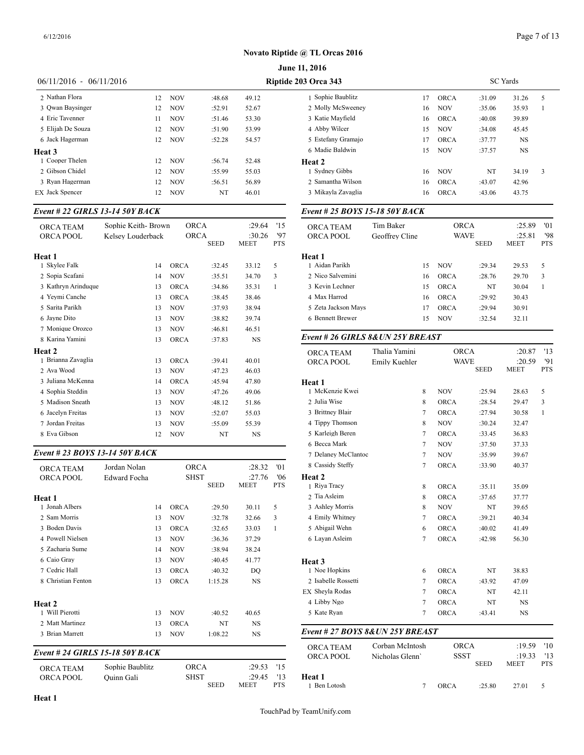# Novato Riptide @ TL Orcas 2016

**June 11, 2016**

06/11/2016 - 06/11/2016 — **Riptide 203 Orca 343** — SC Yards

| Place | Name | Age | Team | Seed | Meet | Pts |
|---|---|---|---|---|---|---|
| 2 | Nathan Flora | 12 | NOV | :48.68 | 49.12 | |
| 3 | Qwan Baysinger | 12 | NOV | :52.91 | 52.67 | |
| 4 | Eric Tavenner | 11 | NOV | :51.46 | 53.30 | |
| 5 | Elijah De Souza | 12 | NOV | :51.90 | 53.99 | |
| 6 | Jack Hagerman | 12 | NOV | :52.28 | 54.57 | |
| **Heat 3** | | | | | | |
| 1 | Cooper Thelen | 12 | NOV | :56.74 | 52.48 | |
| 2 | Gibson Chidel | 12 | NOV | :55.99 | 55.03 | |
| 3 | Ryan Hagerman | 12 | NOV | :56.51 | 56.89 | |
| EX | Jack Spencer | 12 | NOV | NT | 46.01 | |

### *Event # 22 GIRLS 13-14 50Y BACK*

| | | | | |
|---|---|---|---|---|
| ORCA TEAM | Sophie Keith- Brown | ORCA | :29.64 | '15 |
| ORCA POOL | Kelsey Louderback | ORCA | :30.26 | '97 |

| Place | Name | Age | Team | Seed | Meet | Pts |
|---|---|---|---|---|---|---|
| **Heat 1** | | | | | | |
| 1 | Skylee Falk | 14 | ORCA | :32.45 | 33.12 | 5 |
| 2 | Sopia Scafani | 14 | NOV | :35.51 | 34.70 | 3 |
| 3 | Kathryn Arinduque | 13 | ORCA | :34.86 | 35.31 | 1 |
| 4 | Yeymi Canche | 13 | ORCA | :38.45 | 38.46 | |
| 5 | Sarita Parikh | 13 | NOV | :37.93 | 38.94 | |
| 6 | Jayne Dito | 13 | NOV | :38.82 | 39.74 | |
| 7 | Monique Orozco | 13 | NOV | :46.81 | 46.51 | |
| 8 | Karina Yamini | 13 | ORCA | :37.83 | NS | |
| **Heat 2** | | | | | | |
| 1 | Brianna Zavaglia | 13 | ORCA | :39.41 | 40.01 | |
| 2 | Ava Wood | 13 | NOV | :47.23 | 46.03 | |
| 3 | Juliana McKenna | 14 | ORCA | :45.94 | 47.80 | |
| 4 | Sophia Steddin | 13 | NOV | :47.26 | 49.06 | |
| 5 | Madison Sneath | 13 | NOV | :48.12 | 51.86 | |
| 6 | Jacelyn Freitas | 13 | NOV | :52.07 | 55.03 | |
| 7 | Jordan Freitas | 13 | NOV | :55.09 | 55.39 | |
| 8 | Eva Gibson | 12 | NOV | NT | NS | |

### *Event # 23 BOYS 13-14 50Y BACK*

| | | | | |
|---|---|---|---|---|
| ORCA TEAM | Jordan Nolan | ORCA | :28.32 | '01 |
| ORCA POOL | Edward Focha | SHST | :27.76 | '06 |

| Place | Name | Age | Team | Seed | Meet | Pts |
|---|---|---|---|---|---|---|
| **Heat 1** | | | | | | |
| 1 | Jonah Albers | 14 | ORCA | :29.50 | 30.11 | 5 |
| 2 | Sam Morris | 13 | NOV | :32.78 | 32.66 | 3 |
| 3 | Boden Davis | 13 | ORCA | :32.65 | 33.03 | 1 |
| 4 | Powell Nielsen | 13 | NOV | :36.36 | 37.29 | |
| 5 | Zacharia Sume | 14 | NOV | :38.94 | 38.24 | |
| 6 | Caio Gray | 13 | NOV | :40.45 | 41.77 | |
| 7 | Cedric Hall | 13 | ORCA | :40.32 | DQ | |
| 8 | Christian Fenton | 13 | ORCA | 1:15.28 | NS | |
| **Heat 2** | | | | | | |
| 1 | Will Pierotti | 13 | NOV | :40.52 | 40.65 | |
| 2 | Matt Martinez | 13 | ORCA | NT | NS | |
| 3 | Brian Marrett | 13 | NOV | 1:08.22 | NS | |

### *Event # 24 GIRLS 15-18 50Y BACK*

| | | | | |
|---|---|---|---|---|
| ORCA TEAM | Sophie Baublitz | ORCA | :29.53 | '15 |
| ORCA POOL | Quinn Gali | SHST | :29.45 | '13 |

| Place | Name | Age | Team | Seed | Meet | Pts |
|---|---|---|---|---|---|---|
| **Heat 1** | | | | | | |
| 1 | Sophie Baublitz | 17 | ORCA | :31.09 | 31.26 | 5 |
| 2 | Molly McSweeney | 16 | NOV | :35.06 | 35.93 | 1 |
| 3 | Katie Mayfield | 16 | ORCA | :40.08 | 39.89 | |
| 4 | Abby Wilcer | 15 | NOV | :34.08 | 45.45 | |
| 5 | Estefany Gramajo | 17 | ORCA | :37.77 | NS | |
| 6 | Madie Baldwin | 15 | NOV | :37.57 | NS | |
| **Heat 2** | | | | | | |
| 1 | Sydney Gibbs | 16 | NOV | NT | 34.19 | 3 |
| 2 | Samantha Wilson | 16 | ORCA | :43.07 | 42.96 | |
| 3 | Mikayla Zavaglia | 16 | ORCA | :43.06 | 43.75 | |

### *Event # 25 BOYS 15-18 50Y BACK*

| | | | | |
|---|---|---|---|---|
| ORCA TEAM | Tim Baker | ORCA | :25.89 | '01 |
| ORCA POOL | Geoffrey Cline | WAVE | :25.81 | '98 |

| Place | Name | Age | Team | Seed | Meet | Pts |
|---|---|---|---|---|---|---|
| **Heat 1** | | | | | | |
| 1 | Aidan Parikh | 15 | NOV | :29.34 | 29.53 | 5 |
| 2 | Nico Salvemini | 16 | ORCA | :28.76 | 29.70 | 3 |
| 3 | Kevin Lechner | 15 | ORCA | NT | 30.04 | 1 |
| 4 | Max Harrod | 16 | ORCA | :29.92 | 30.43 | |
| 5 | Zeta Jackson Mays | 17 | ORCA | :29.94 | 30.91 | |
| 6 | Bennett Brewer | 15 | NOV | :32.54 | 32.11 | |

### *Event # 26 GIRLS 8&UN 25Y BREAST*

| | | | | |
|---|---|---|---|---|
| ORCA TEAM | Thalia Yamini | ORCA | :20.87 | '13 |
| ORCA POOL | Emily Kuehler | WAVE | :20.59 | '91 |

| Place | Name | Age | Team | Seed | Meet | Pts |
|---|---|---|---|---|---|---|
| **Heat 1** | | | | | | |
| 1 | McKenzie Kwei | 8 | NOV | :25.94 | 28.63 | 5 |
| 2 | Julia Wise | 8 | ORCA | :28.54 | 29.47 | 3 |
| 3 | Brittney Blair | 7 | ORCA | :27.94 | 30.58 | 1 |
| 4 | Tippy Thomson | 8 | NOV | :30.24 | 32.47 | |
| 5 | Karleigh Beren | 7 | ORCA | :33.45 | 36.83 | |
| 6 | Becca Mark | 7 | NOV | :37.50 | 37.33 | |
| 7 | Delaney McClantoc | 7 | NOV | :35.99 | 39.67 | |
| 8 | Cassidy Steffy | 7 | ORCA | :33.90 | 40.37 | |
| **Heat 2** | | | | | | |
| 1 | Riya Tracy | 8 | ORCA | :35.11 | 35.09 | |
| 2 | Tia Asleim | 8 | ORCA | :37.65 | 37.77 | |
| 3 | Ashley Morris | 8 | NOV | NT | 39.65 | |
| 4 | Emily Whitney | 7 | ORCA | :39.21 | 40.34 | |
| 5 | Abigail Wehn | 6 | ORCA | :40.02 | 41.49 | |
| 6 | Layan Asleim | 7 | ORCA | :42.98 | 56.30 | |
| **Heat 3** | | | | | | |
| 1 | Noe Hopkins | 6 | ORCA | NT | 38.83 | |
| 2 | Isabelle Rossetti | 7 | ORCA | :43.92 | 47.09 | |
| EX | Sheyla Rodas | 7 | ORCA | NT | 42.11 | |
| 4 | Libby Ngo | 7 | ORCA | NT | NS | |
| 5 | Kate Ryan | 7 | ORCA | :43.41 | NS | |

### *Event # 27 BOYS 8&UN 25Y BREAST*

| | | | | |
|---|---|---|---|---|
| ORCA TEAM | Corban McIntosh | ORCA | :19.59 | '10 |
| ORCA POOL | Nicholas Glenn` | SSST | :19.33 | '13 |

| Place | Name | Age | Team | Seed | Meet | Pts |
|---|---|---|---|---|---|---|
| **Heat 1** | | | | | | |
| 1 | Ben Lotosh | 7 | ORCA | :25.80 | 27.01 | 5 |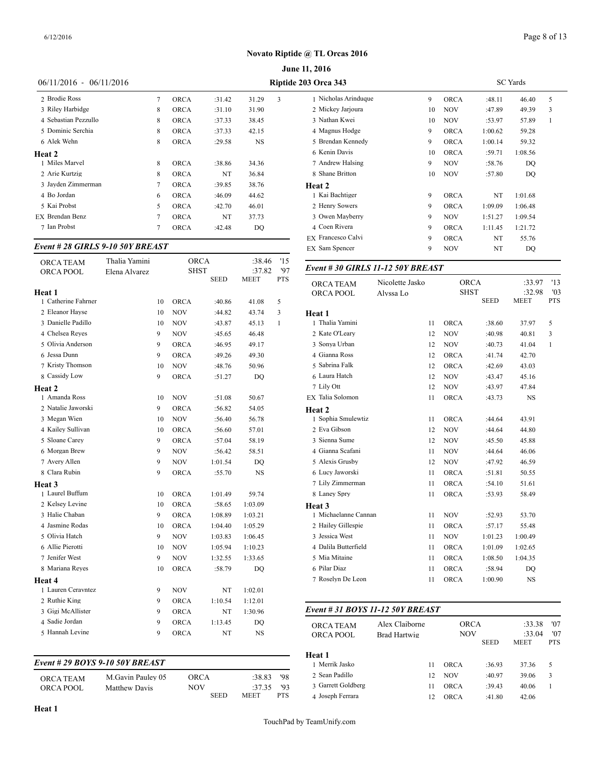# Novato Riptide @ TL Orcas 2016

**June 11, 2016**

06/11/2016 - 06/11/2016 **Riptide 203 Orca 343** SC Yards

| Place | Name | Age | Team | Seed | Time | Pts |
|---|---|---|---|---|---|---|
| 2 | Brodie Ross | 7 | ORCA | :31.42 | 31.29 | 3 |
| 3 | Riley Harbidge | 8 | ORCA | :31.10 | 31.90 | |
| 4 | Sebastian Pezzullo | 8 | ORCA | :37.33 | 38.45 | |
| 5 | Dominic Serchia | 8 | ORCA | :37.33 | 42.15 | |
| 6 | Alek Wehn | 8 | ORCA | :29.58 | NS | |
| **Heat 2** | | | | | | |
| 1 | Miles Marvel | 8 | ORCA | :38.86 | 34.36 | |
| 2 | Arie Kurtzig | 8 | ORCA | NT | 36.84 | |
| 3 | Jayden Zimmerman | 7 | ORCA | :39.85 | 38.76 | |
| 4 | Bo Jordan | 6 | ORCA | :46.09 | 44.62 | |
| 5 | Kai Probst | 5 | ORCA | :42.70 | 46.01 | |
| EX | Brendan Benz | 7 | ORCA | NT | 37.73 | |
| 7 | Ian Probst | 7 | ORCA | :42.48 | DQ | |

### *Event # 28 GIRLS 9-10 50Y BREAST*

| | | | | | | |
|---|---|---|---|---|---|---|
| ORCA TEAM | Thalia Yamini | | ORCA | | :38.46 | '15 |
| ORCA POOL | Elena Alvarez | | SHST | | :37.82 | '97 |
| | | | | SEED | MEET | PTS |
| **Heat 1** | | | | | | |
| 1 | Catherine Fahrner | 10 | ORCA | :40.86 | 41.08 | 5 |
| 2 | Eleanor Hayse | 10 | NOV | :44.82 | 43.74 | 3 |
| 3 | Danielle Padillo | 10 | NOV | :43.87 | 45.13 | 1 |
| 4 | Chelsea Reyes | 9 | NOV | :45.65 | 46.48 | |
| 5 | Olivia Anderson | 9 | ORCA | :46.95 | 49.17 | |
| 6 | Jessa Dunn | 9 | ORCA | :49.26 | 49.30 | |
| 7 | Kristy Thomson | 10 | NOV | :48.76 | 50.96 | |
| 8 | Cassidy Low | 9 | ORCA | :51.27 | DQ | |
| **Heat 2** | | | | | | |
| 1 | Amanda Ross | 10 | NOV | :51.08 | 50.67 | |
| 2 | Natalie Jaworski | 9 | ORCA | :56.82 | 54.05 | |
| 3 | Megan Wien | 10 | NOV | :56.40 | 56.78 | |
| 4 | Kailey Sullivan | 10 | ORCA | :56.60 | 57.01 | |
| 5 | Sloane Carey | 9 | ORCA | :57.04 | 58.19 | |
| 6 | Morgan Brew | 9 | NOV | :56.42 | 58.51 | |
| 7 | Avery Allen | 9 | NOV | 1:01.54 | DQ | |
| 8 | Clara Rubin | 9 | ORCA | :55.70 | NS | |
| **Heat 3** | | | | | | |
| 1 | Laurel Buffum | 10 | ORCA | 1:01.49 | 59.74 | |
| 2 | Kelsey Levine | 10 | ORCA | :58.65 | 1:03.09 | |
| 3 | Halie Chaban | 9 | ORCA | 1:08.89 | 1:03.21 | |
| 4 | Jasmine Rodas | 10 | ORCA | 1:04.40 | 1:05.29 | |
| 5 | Olivia Hatch | 9 | NOV | 1:03.83 | 1:06.45 | |
| 6 | Allie Pierotti | 10 | NOV | 1:05.94 | 1:10.23 | |
| 7 | Jenifer West | 9 | NOV | 1:32.55 | 1:33.65 | |
| 8 | Mariana Reyes | 10 | ORCA | :58.79 | DQ | |
| **Heat 4** | | | | | | |
| 1 | Lauren Ceravntez | 9 | NOV | NT | 1:02.01 | |
| 2 | Ruthie King | 9 | ORCA | 1:10.54 | 1:12.01 | |
| 3 | Gigi McAllister | 9 | ORCA | NT | 1:30.96 | |
| 4 | Sadie Jordan | 9 | ORCA | 1:13.45 | DQ | |
| 5 | Hannah Levine | 9 | ORCA | NT | NS | |

### *Event # 29 BOYS 9-10 50Y BREAST*

| | | | | | | |
|---|---|---|---|---|---|---|
| ORCA TEAM | M.Gavin Pauley 05 | | ORCA | | :38.83 | '98 |
| ORCA POOL | Matthew Davis | | NOV | | :37.35 | '93 |
| | | | | SEED | MEET | PTS |
| **Heat 1** | | | | | | |
| 1 | Nicholas Arinduque | 9 | ORCA | :48.11 | 46.40 | 5 |
| 2 | Mickey Jarjoura | 10 | NOV | :47.89 | 49.39 | 3 |
| 3 | Nathan Kwei | 10 | NOV | :53.97 | 57.89 | 1 |
| 4 | Magnus Hodge | 9 | ORCA | 1:00.62 | 59.28 | |
| 5 | Brendan Kennedy | 9 | ORCA | 1:00.14 | 59.32 | |
| 6 | Kenin Davis | 10 | ORCA | :59.71 | 1:08.56 | |
| 7 | Andrew Halsing | 9 | NOV | :58.76 | DQ | |
| 8 | Shane Britton | 10 | NOV | :57.80 | DQ | |
| **Heat 2** | | | | | | |
| 1 | Kai Bachtiger | 9 | ORCA | NT | 1:01.68 | |
| 2 | Henry Sowers | 9 | ORCA | 1:09.09 | 1:06.48 | |
| 3 | Owen Mayberry | 9 | NOV | 1:51.27 | 1:09.54 | |
| 4 | Coen Rivera | 9 | ORCA | 1:11.45 | 1:21.72 | |
| EX | Francesco Calvi | 9 | ORCA | NT | 55.76 | |
| EX | Sam Spencer | 9 | NOV | NT | DQ | |

### *Event # 30 GIRLS 11-12 50Y BREAST*

| | | | | | | |
|---|---|---|---|---|---|---|
| ORCA TEAM | Nicolette Jasko | | ORCA | | :33.97 | '13 |
| ORCA POOL | Alyssa Lo | | SHST | | :32.98 | '03 |
| | | | | SEED | MEET | PTS |
| **Heat 1** | | | | | | |
| 1 | Thalia Yamini | 11 | ORCA | :38.60 | 37.97 | 5 |
| 2 | Kate O'Leary | 12 | NOV | :40.98 | 40.81 | 3 |
| 3 | Sonya Urban | 12 | NOV | :40.73 | 41.04 | 1 |
| 4 | Gianna Ross | 12 | ORCA | :41.74 | 42.70 | |
| 5 | Sabrina Falk | 12 | ORCA | :42.69 | 43.03 | |
| 6 | Laura Hatch | 12 | NOV | :43.47 | 45.16 | |
| 7 | Lily Ott | 12 | NOV | :43.97 | 47.84 | |
| EX | Talia Solomon | 11 | ORCA | :43.73 | NS | |
| **Heat 2** | | | | | | |
| 1 | Sophia Smulewtiz | 11 | ORCA | :44.64 | 43.91 | |
| 2 | Eva Gibson | 12 | NOV | :44.64 | 44.80 | |
| 3 | Sienna Sume | 12 | NOV | :45.50 | 45.88 | |
| 4 | Gianna Scafani | 11 | NOV | :44.64 | 46.06 | |
| 5 | Alexis Grusby | 12 | NOV | :47.92 | 46.59 | |
| 6 | Lucy Jaworski | 11 | ORCA | :51.81 | 50.55 | |
| 7 | Lily Zimmerman | 11 | ORCA | :54.10 | 51.61 | |
| 8 | Laney Spry | 11 | ORCA | :53.93 | 58.49 | |
| **Heat 3** | | | | | | |
| 1 | Michaelanne Cannan | 11 | NOV | :52.93 | 53.70 | |
| 2 | Hailey Gillespie | 11 | ORCA | :57.17 | 55.48 | |
| 3 | Jessica West | 11 | NOV | 1:01.23 | 1:00.49 | |
| 4 | Dalila Butterfield | 11 | ORCA | 1:01.09 | 1:02.65 | |
| 5 | Mia Mitaine | 11 | ORCA | 1:08.50 | 1:04.35 | |
| 6 | Pilar Diaz | 11 | ORCA | :58.94 | DQ | |
| 7 | Roselyn De Leon | 11 | ORCA | 1:00.90 | NS | |

### *Event # 31 BOYS 11-12 50Y BREAST*

| | | | | | | |
|---|---|---|---|---|---|---|
| ORCA TEAM | Alex Claiborne | | ORCA | | :33.38 | '07 |
| ORCA POOL | Brad Hartwig | | NOV | | :33.04 | '07 |
| | | | | SEED | MEET | PTS |
| **Heat 1** | | | | | | |
| 1 | Merrik Jasko | 11 | ORCA | :36.93 | 37.36 | 5 |
| 2 | Sean Padillo | 12 | NOV | :40.97 | 39.06 | 3 |
| 3 | Garrett Goldberg | 11 | ORCA | :39.43 | 40.06 | 1 |
| 4 | Joseph Ferrara | 12 | ORCA | :41.80 | 42.06 | |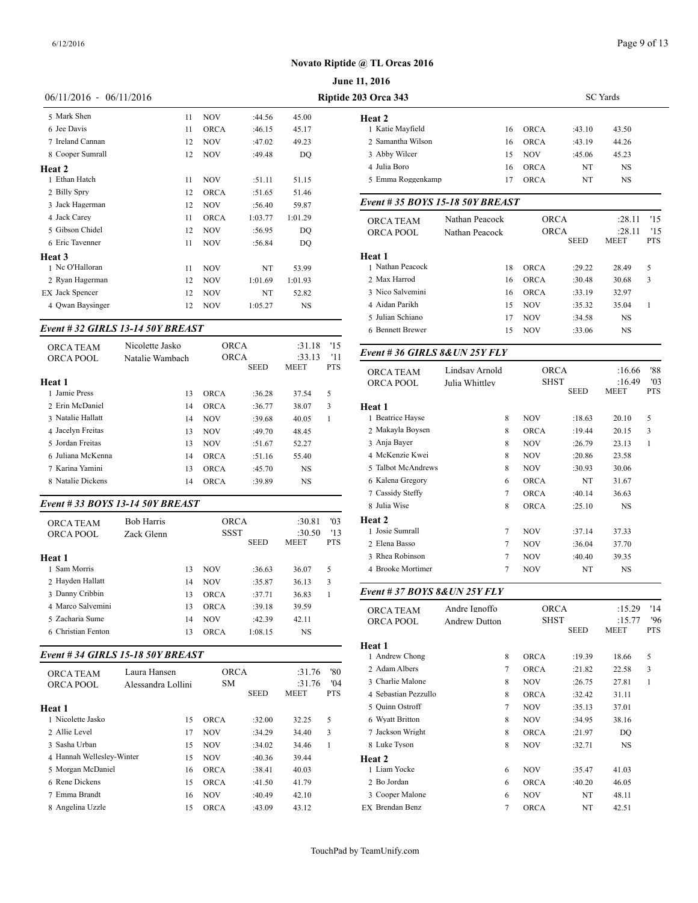# Novato Riptide @ TL Orcas 2016

**June 11, 2016**

06/11/2016 - 06/11/2016 | **Riptide 203 Orca 343** | SC Yards

| Place | Name | Age | Team | Seed | Time | Pts |
|---|---|---|---|---|---|---|
| 5 | Mark Shen | 11 | NOV | :44.56 | 45.00 | |
| 6 | Jee Davis | 11 | ORCA | :46.15 | 45.17 | |
| 7 | Ireland Cannan | 12 | NOV | :47.02 | 49.23 | |
| 8 | Cooper Sumrall | 12 | NOV | :49.48 | DQ | |
| **Heat 2** | | | | | | |
| 1 | Ethan Hatch | 11 | NOV | :51.11 | 51.15 | |
| 2 | Billy Spry | 12 | ORCA | :51.65 | 51.46 | |
| 3 | Jack Hagerman | 12 | NOV | :56.40 | 59.87 | |
| 4 | Jack Carey | 11 | ORCA | 1:03.77 | 1:01.29 | |
| 5 | Gibson Chidel | 12 | NOV | :56.95 | DQ | |
| 6 | Eric Tavenner | 11 | NOV | :56.84 | DQ | |
| **Heat 3** | | | | | | |
| 1 | Nc O'Halloran | 11 | NOV | NT | 53.99 | |
| 2 | Ryan Hagerman | 12 | NOV | 1:01.69 | 1:01.93 | |
| EX | Jack Spencer | 12 | NOV | NT | 52.82 | |
| 4 | Qwan Baysinger | 12 | NOV | 1:05.27 | NS | |

### *Event # 32 GIRLS 13-14 50Y BREAST*

ORCA TEAM: Nicolette Jasko, ORCA, :31.18, '15
ORCA POOL: Natalie Wambach, ORCA, :33.13, '11

| Place | Name | Age | Team | Seed | Meet | Pts |
|---|---|---|---|---|---|---|
| **Heat 1** | | | | | | |
| 1 | Jamie Press | 13 | ORCA | :36.28 | 37.54 | 5 |
| 2 | Erin McDaniel | 14 | ORCA | :36.77 | 38.07 | 3 |
| 3 | Natalie Hallatt | 14 | NOV | :39.68 | 40.05 | 1 |
| 4 | Jacelyn Freitas | 13 | NOV | :49.70 | 48.45 | |
| 5 | Jordan Freitas | 13 | NOV | :51.67 | 52.27 | |
| 6 | Juliana McKenna | 14 | ORCA | :51.16 | 55.40 | |
| 7 | Karina Yamini | 13 | ORCA | :45.70 | NS | |
| 8 | Natalie Dickens | 14 | ORCA | :39.89 | NS | |

### *Event # 33 BOYS 13-14 50Y BREAST*

ORCA TEAM: Bob Harris, ORCA, :30.81, '03
ORCA POOL: Zack Glenn, SSST, :30.50, '13

| Place | Name | Age | Team | Seed | Meet | Pts |
|---|---|---|---|---|---|---|
| **Heat 1** | | | | | | |
| 1 | Sam Morris | 13 | NOV | :36.63 | 36.07 | 5 |
| 2 | Hayden Hallatt | 14 | NOV | :35.87 | 36.13 | 3 |
| 3 | Danny Cribbin | 13 | ORCA | :37.71 | 36.83 | 1 |
| 4 | Marco Salvemini | 13 | ORCA | :39.18 | 39.59 | |
| 5 | Zacharia Sume | 14 | NOV | :42.39 | 42.11 | |
| 6 | Christian Fenton | 13 | ORCA | 1:08.15 | NS | |

### *Event # 34 GIRLS 15-18 50Y BREAST*

ORCA TEAM: Laura Hansen, ORCA, :31.76, '80
ORCA POOL: Alessandra Lollini, SM, :31.76, '04

| Place | Name | Age | Team | Seed | Meet | Pts |
|---|---|---|---|---|---|---|
| **Heat 1** | | | | | | |
| 1 | Nicolette Jasko | 15 | ORCA | :32.00 | 32.25 | 5 |
| 2 | Allie Level | 17 | NOV | :34.29 | 34.40 | 3 |
| 3 | Sasha Urban | 15 | NOV | :34.02 | 34.46 | 1 |
| 4 | Hannah Wellesley-Winter | 15 | NOV | :40.36 | 39.44 | |
| 5 | Morgan McDaniel | 16 | ORCA | :38.41 | 40.03 | |
| 6 | Rene Dickens | 15 | ORCA | :41.50 | 41.79 | |
| 7 | Emma Brandt | 16 | NOV | :40.49 | 42.10 | |
| 8 | Angelina Uzzle | 15 | ORCA | :43.09 | 43.12 | |
| **Heat 2** | | | | | | |
| 1 | Katie Mayfield | 16 | ORCA | :43.10 | 43.50 | |
| 2 | Samantha Wilson | 16 | ORCA | :43.19 | 44.26 | |
| 3 | Abby Wilcer | 15 | NOV | :45.06 | 45.23 | |
| 4 | Julia Boro | 16 | ORCA | NT | NS | |
| 5 | Emma Roggenkamp | 17 | ORCA | NT | NS | |

### *Event # 35 BOYS 15-18 50Y BREAST*

ORCA TEAM: Nathan Peacock, ORCA, :28.11, '15
ORCA POOL: Nathan Peacock, ORCA, :28.11, '15

| Place | Name | Age | Team | Seed | Meet | Pts |
|---|---|---|---|---|---|---|
| **Heat 1** | | | | | | |
| 1 | Nathan Peacock | 18 | ORCA | :29.22 | 28.49 | 5 |
| 2 | Max Harrod | 16 | ORCA | :30.48 | 30.68 | 3 |
| 3 | Nico Salvemini | 16 | ORCA | :33.19 | 32.97 | |
| 4 | Aidan Parikh | 15 | NOV | :35.32 | 35.04 | 1 |
| 5 | Julian Schiano | 17 | NOV | :34.58 | NS | |
| 6 | Bennett Brewer | 15 | NOV | :33.06 | NS | |

### *Event # 36 GIRLS 8&UN 25Y FLY*

ORCA TEAM: Lindsay Arnold, ORCA, :16.66, '88
ORCA POOL: Julia Whittley, SHST, :16.49, '03

| Place | Name | Age | Team | Seed | Meet | Pts |
|---|---|---|---|---|---|---|
| **Heat 1** | | | | | | |
| 1 | Beatrice Hayse | 8 | NOV | :18.63 | 20.10 | 5 |
| 2 | Makayla Boysen | 8 | ORCA | :19.44 | 20.15 | 3 |
| 3 | Anja Bayer | 8 | NOV | :26.79 | 23.13 | 1 |
| 4 | McKenzie Kwei | 8 | NOV | :20.86 | 23.58 | |
| 5 | Talbot McAndrews | 8 | NOV | :30.93 | 30.06 | |
| 6 | Kalena Gregory | 6 | ORCA | NT | 31.67 | |
| 7 | Cassidy Steffy | 7 | ORCA | :40.14 | 36.63 | |
| 8 | Julia Wise | 8 | ORCA | :25.10 | NS | |
| **Heat 2** | | | | | | |
| 1 | Josie Sumrall | 7 | NOV | :37.14 | 37.33 | |
| 2 | Elena Basso | 7 | NOV | :36.04 | 37.70 | |
| 3 | Rhea Robinson | 7 | NOV | :40.40 | 39.35 | |
| 4 | Brooke Mortimer | 7 | NOV | NT | NS | |

### *Event # 37 BOYS 8&UN 25Y FLY*

ORCA TEAM: Andre Ignoffo, ORCA, :15.29, '14
ORCA POOL: Andrew Dutton, SHST, :15.77, '96

| Place | Name | Age | Team | Seed | Meet | Pts |
|---|---|---|---|---|---|---|
| **Heat 1** | | | | | | |
| 1 | Andrew Chong | 8 | ORCA | :19.39 | 18.66 | 5 |
| 2 | Adam Albers | 7 | ORCA | :21.82 | 22.58 | 3 |
| 3 | Charlie Malone | 8 | NOV | :26.75 | 27.81 | 1 |
| 4 | Sebastian Pezzullo | 8 | ORCA | :32.42 | 31.11 | |
| 5 | Quinn Ostroff | 7 | NOV | :35.13 | 37.01 | |
| 6 | Wyatt Britton | 8 | NOV | :34.95 | 38.16 | |
| 7 | Jackson Wright | 8 | ORCA | :21.97 | DQ | |
| 8 | Luke Tyson | 8 | NOV | :32.71 | NS | |
| **Heat 2** | | | | | | |
| 1 | Liam Yocke | 6 | NOV | :35.47 | 41.03 | |
| 2 | Bo Jordan | 6 | ORCA | :40.20 | 46.05 | |
| 3 | Cooper Malone | 6 | NOV | NT | 48.11 | |
| EX | Brendan Benz | 7 | ORCA | NT | 42.51 | |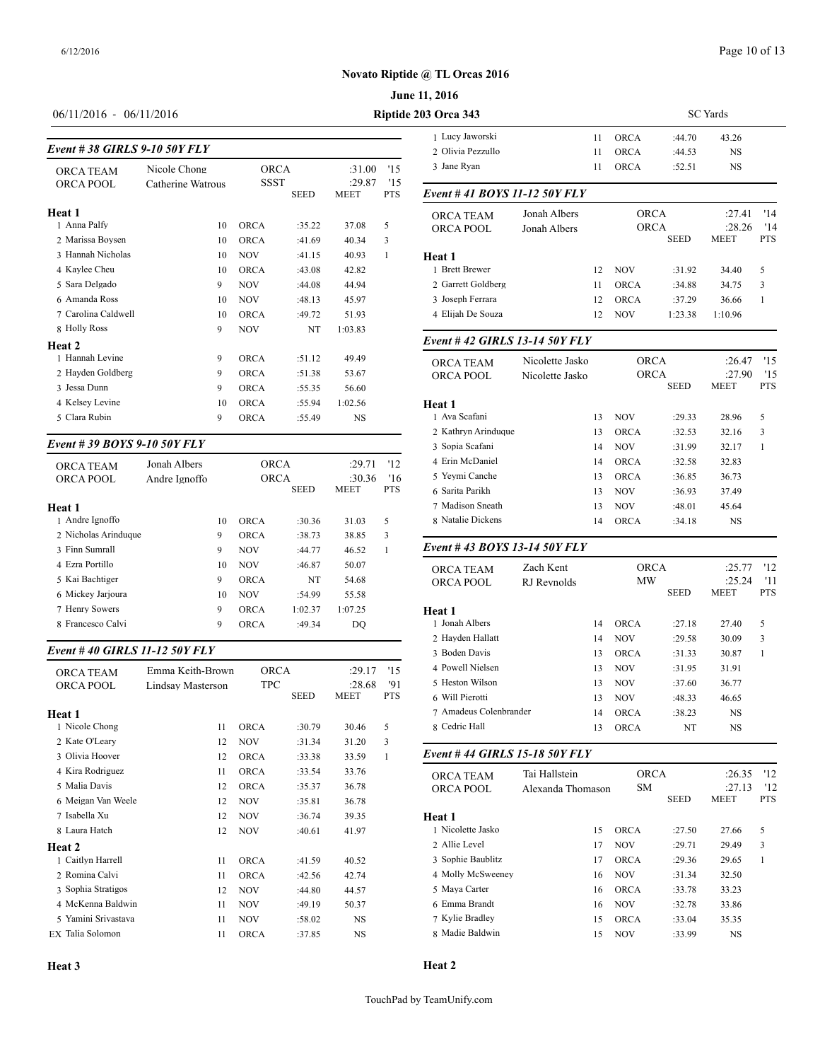# Novato Riptide @ TL Orcas 2016

**June 11, 2016**

06/11/2016 - 06/11/2016 **Riptide 203 Orca 343** SC Yards

### Event # 38 GIRLS 9-10 50Y FLY

| | | | | | |
|---|---|---|---|---|---|
| ORCA TEAM | Nicole Chong | ORCA | | :31.00 | '15 |
| ORCA POOL | Catherine Watrous | SSST | | :29.87 | '15 |
| | | | SEED | MEET | PTS |

**Heat 1**

| Place | Name | Age | Team | Seed | Time | Pts |
|---|---|---|---|---|---|---|
| 1 | Anna Palfy | 10 | ORCA | :35.22 | 37.08 | 5 |
| 2 | Marissa Boysen | 10 | ORCA | :41.69 | 40.34 | 3 |
| 3 | Hannah Nicholas | 10 | NOV | :41.15 | 40.93 | 1 |
| 4 | Kaylee Cheu | 10 | ORCA | :43.08 | 42.82 | |
| 5 | Sara Delgado | 9 | NOV | :44.08 | 44.94 | |
| 6 | Amanda Ross | 10 | NOV | :48.13 | 45.97 | |
| 7 | Carolina Caldwell | 10 | ORCA | :49.72 | 51.93 | |
| 8 | Holly Ross | 9 | NOV | NT | 1:03.83 | |

**Heat 2**

| Place | Name | Age | Team | Seed | Time | Pts |
|---|---|---|---|---|---|---|
| 1 | Hannah Levine | 9 | ORCA | :51.12 | 49.49 | |
| 2 | Hayden Goldberg | 9 | ORCA | :51.38 | 53.67 | |
| 3 | Jessa Dunn | 9 | ORCA | :55.35 | 56.60 | |
| 4 | Kelsey Levine | 10 | ORCA | :55.94 | 1:02.56 | |
| 5 | Clara Rubin | 9 | ORCA | :55.49 | NS | |

### Event # 39 BOYS 9-10 50Y FLY

| | | | | | |
|---|---|---|---|---|---|
| ORCA TEAM | Jonah Albers | ORCA | | :29.71 | '12 |
| ORCA POOL | Andre Ignoffo | ORCA | | :30.36 | '16 |
| | | | SEED | MEET | PTS |

**Heat 1**

| Place | Name | Age | Team | Seed | Time | Pts |
|---|---|---|---|---|---|---|
| 1 | Andre Ignoffo | 10 | ORCA | :30.36 | 31.03 | 5 |
| 2 | Nicholas Arinduque | 9 | ORCA | :38.73 | 38.85 | 3 |
| 3 | Finn Sumrall | 9 | NOV | :44.77 | 46.52 | 1 |
| 4 | Ezra Portillo | 10 | NOV | :46.87 | 50.07 | |
| 5 | Kai Bachtiger | 9 | ORCA | NT | 54.68 | |
| 6 | Mickey Jarjoura | 10 | NOV | :54.99 | 55.58 | |
| 7 | Henry Sowers | 9 | ORCA | 1:02.37 | 1:07.25 | |
| 8 | Francesco Calvi | 9 | ORCA | :49.34 | DQ | |

### Event # 40 GIRLS 11-12 50Y FLY

| | | | | | |
|---|---|---|---|---|---|
| ORCA TEAM | Emma Keith-Brown | ORCA | | :29.17 | '15 |
| ORCA POOL | Lindsay Masterson | TPC | | :28.68 | '91 |
| | | | SEED | MEET | PTS |

**Heat 1**

| Place | Name | Age | Team | Seed | Time | Pts |
|---|---|---|---|---|---|---|
| 1 | Nicole Chong | 11 | ORCA | :30.79 | 30.46 | 5 |
| 2 | Kate O'Leary | 12 | NOV | :31.34 | 31.20 | 3 |
| 3 | Olivia Hoover | 12 | ORCA | :33.38 | 33.59 | 1 |
| 4 | Kira Rodriguez | 11 | ORCA | :33.54 | 33.76 | |
| 5 | Malia Davis | 12 | ORCA | :35.37 | 36.78 | |
| 6 | Meigan Van Weele | 12 | NOV | :35.81 | 36.78 | |
| 7 | Isabella Xu | 12 | NOV | :36.74 | 39.35 | |
| 8 | Laura Hatch | 12 | NOV | :40.61 | 41.97 | |

**Heat 2**

| Place | Name | Age | Team | Seed | Time | Pts |
|---|---|---|---|---|---|---|
| 1 | Caitlyn Harrell | 11 | ORCA | :41.59 | 40.52 | |
| 2 | Romina Calvi | 11 | ORCA | :42.56 | 42.74 | |
| 3 | Sophia Stratigos | 12 | NOV | :44.80 | 44.57 | |
| 4 | McKenna Baldwin | 11 | NOV | :49.19 | 50.37 | |
| 5 | Yamini Srivastava | 11 | NOV | :58.02 | NS | |
| EX | Talia Solomon | 11 | ORCA | :37.85 | NS | |

**Heat 3**

| Place | Name | Age | Team | Seed | Time | Pts |
|---|---|---|---|---|---|---|
| 1 | Lucy Jaworski | 11 | ORCA | :44.70 | 43.26 | |
| 2 | Olivia Pezzullo | 11 | ORCA | :44.53 | NS | |
| 3 | Jane Ryan | 11 | ORCA | :52.51 | NS | |

### Event # 41 BOYS 11-12 50Y FLY

| | | | | | |
|---|---|---|---|---|---|
| ORCA TEAM | Jonah Albers | ORCA | | :27.41 | '14 |
| ORCA POOL | Jonah Albers | ORCA | | :28.26 | '14 |
| | | | SEED | MEET | PTS |

**Heat 1**

| Place | Name | Age | Team | Seed | Time | Pts |
|---|---|---|---|---|---|---|
| 1 | Brett Brewer | 12 | NOV | :31.92 | 34.40 | 5 |
| 2 | Garrett Goldberg | 11 | ORCA | :34.88 | 34.75 | 3 |
| 3 | Joseph Ferrara | 12 | ORCA | :37.29 | 36.66 | 1 |
| 4 | Elijah De Souza | 12 | NOV | 1:23.38 | 1:10.96 | |

### Event # 42 GIRLS 13-14 50Y FLY

| | | | | | |
|---|---|---|---|---|---|
| ORCA TEAM | Nicolette Jasko | ORCA | | :26.47 | '15 |
| ORCA POOL | Nicolette Jasko | ORCA | | :27.90 | '15 |
| | | | SEED | MEET | PTS |

**Heat 1**

| Place | Name | Age | Team | Seed | Time | Pts |
|---|---|---|---|---|---|---|
| 1 | Ava Scafani | 13 | NOV | :29.33 | 28.96 | 5 |
| 2 | Kathryn Arinduque | 13 | ORCA | :32.53 | 32.16 | 3 |
| 3 | Sopia Scafani | 14 | NOV | :31.99 | 32.17 | 1 |
| 4 | Erin McDaniel | 14 | ORCA | :32.58 | 32.83 | |
| 5 | Yeymi Canche | 13 | ORCA | :36.85 | 36.73 | |
| 6 | Sarita Parikh | 13 | NOV | :36.93 | 37.49 | |
| 7 | Madison Sneath | 13 | NOV | :48.01 | 45.64 | |
| 8 | Natalie Dickens | 14 | ORCA | :34.18 | NS | |

### Event # 43 BOYS 13-14 50Y FLY

| | | | | | |
|---|---|---|---|---|---|
| ORCA TEAM | Zach Kent | ORCA | | :25.77 | '12 |
| ORCA POOL | RJ Reynolds | MW | | :25.24 | '11 |
| | | | SEED | MEET | PTS |

**Heat 1**

| Place | Name | Age | Team | Seed | Time | Pts |
|---|---|---|---|---|---|---|
| 1 | Jonah Albers | 14 | ORCA | :27.18 | 27.40 | 5 |
| 2 | Hayden Hallatt | 14 | NOV | :29.58 | 30.09 | 3 |
| 3 | Boden Davis | 13 | ORCA | :31.33 | 30.87 | 1 |
| 4 | Powell Nielsen | 13 | NOV | :31.95 | 31.91 | |
| 5 | Heston Wilson | 13 | NOV | :37.60 | 36.77 | |
| 6 | Will Pierotti | 13 | NOV | :48.33 | 46.65 | |
| 7 | Amadeus Colenbrander | 14 | ORCA | :38.23 | NS | |
| 8 | Cedric Hall | 13 | ORCA | NT | NS | |

### Event # 44 GIRLS 15-18 50Y FLY

| | | | | | |
|---|---|---|---|---|---|
| ORCA TEAM | Tai Hallstein | ORCA | | :26.35 | '12 |
| ORCA POOL | Alexanda Thomason | SM | | :27.13 | '12 |
| | | | SEED | MEET | PTS |

**Heat 1**

| Place | Name | Age | Team | Seed | Time | Pts |
|---|---|---|---|---|---|---|
| 1 | Nicolette Jasko | 15 | ORCA | :27.50 | 27.66 | 5 |
| 2 | Allie Level | 17 | NOV | :29.71 | 29.49 | 3 |
| 3 | Sophie Baublitz | 17 | ORCA | :29.36 | 29.65 | 1 |
| 4 | Molly McSweeney | 16 | NOV | :31.34 | 32.50 | |
| 5 | Maya Carter | 16 | ORCA | :33.78 | 33.23 | |
| 6 | Emma Brandt | 16 | NOV | :32.78 | 33.86 | |
| 7 | Kylie Bradley | 15 | ORCA | :33.04 | 35.35 | |
| 8 | Madie Baldwin | 15 | NOV | :33.99 | NS | |

**Heat 2**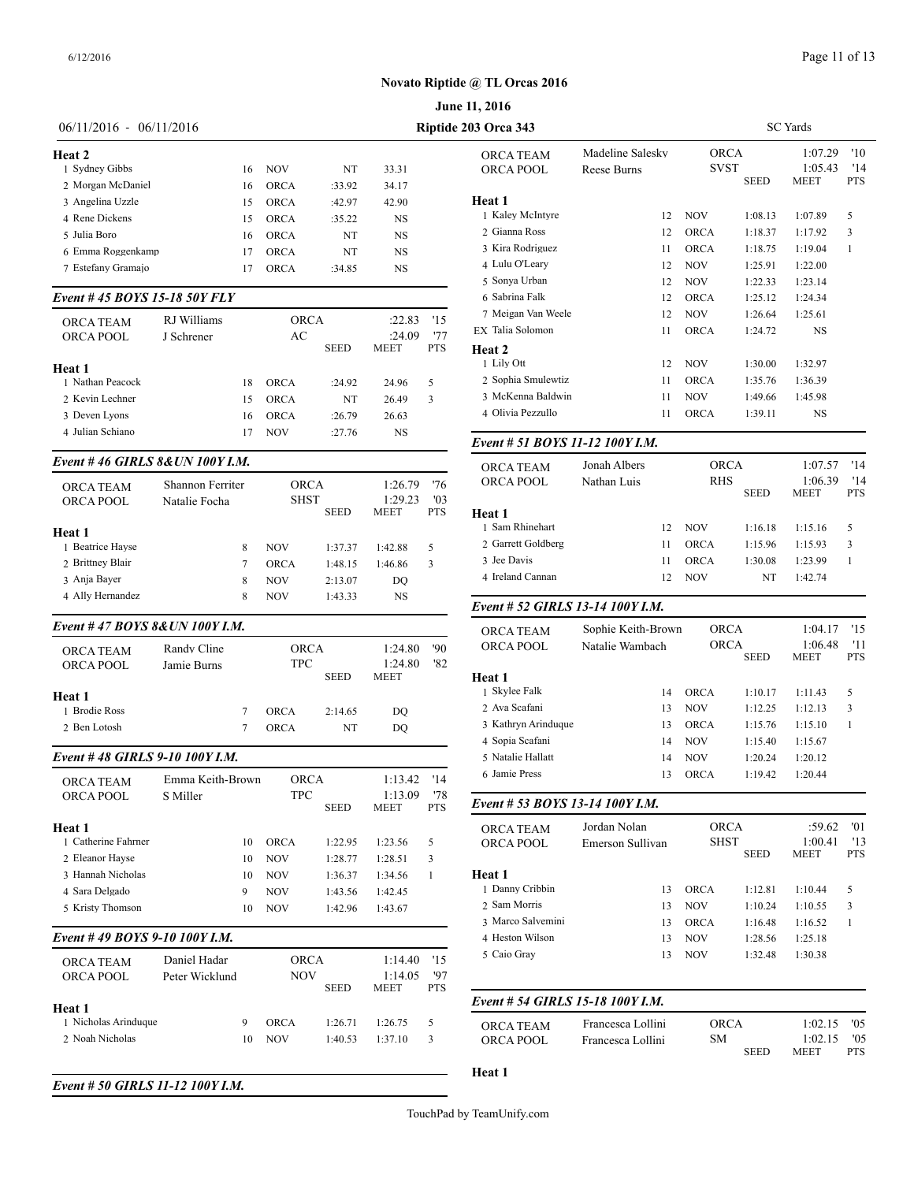# Novato Riptide @ TL Orcas 2016

## June 11, 2016

06/11/2016 - 06/11/2016 **Riptide 203 Orca 343** SC Yards

**Heat 2**

| | Name | Age | Team | Seed | Meet | PTS |
|---|---|---|---|---|---|---|
| 1 | Sydney Gibbs | 16 | NOV | NT | 33.31 | |
| 2 | Morgan McDaniel | 16 | ORCA | :33.92 | 34.17 | |
| 3 | Angelina Uzzle | 15 | ORCA | :42.97 | 42.90 | |
| 4 | Rene Dickens | 15 | ORCA | :35.22 | NS | |
| 5 | Julia Boro | 16 | ORCA | NT | NS | |
| 6 | Emma Roggenkamp | 17 | ORCA | NT | NS | |
| 7 | Estefany Gramajo | 17 | ORCA | :34.85 | NS | |

### *Event # 45 BOYS 15-18 50Y FLY*

| | | | | |
|---|---|---|---|---|
| ORCA TEAM | RJ Williams | ORCA | :22.83 | '15 |
| ORCA POOL | J Schrener | AC | :24.09 | '77 |

**Heat 1**

| | Name | Age | Team | Seed | Meet | PTS |
|---|---|---|---|---|---|---|
| 1 | Nathan Peacock | 18 | ORCA | :24.92 | 24.96 | 5 |
| 2 | Kevin Lechner | 15 | ORCA | NT | 26.49 | 3 |
| 3 | Deven Lyons | 16 | ORCA | :26.79 | 26.63 | |
| 4 | Julian Schiano | 17 | NOV | :27.76 | NS | |

### *Event # 46 GIRLS 8&UN 100Y I.M.*

| | | | | |
|---|---|---|---|---|
| ORCA TEAM | Shannon Ferriter | ORCA | 1:26.79 | '76 |
| ORCA POOL | Natalie Focha | SHST | 1:29.23 | '03 |

**Heat 1**

| | Name | Age | Team | Seed | Meet | PTS |
|---|---|---|---|---|---|---|
| 1 | Beatrice Hayse | 8 | NOV | 1:37.37 | 1:42.88 | 5 |
| 2 | Brittney Blair | 7 | ORCA | 1:48.15 | 1:46.86 | 3 |
| 3 | Anja Bayer | 8 | NOV | 2:13.07 | DQ | |
| 4 | Ally Hernandez | 8 | NOV | 1:43.33 | NS | |

### *Event # 47 BOYS 8&UN 100Y I.M.*

| | | | | |
|---|---|---|---|---|
| ORCA TEAM | Randy Cline | ORCA | 1:24.80 | '90 |
| ORCA POOL | Jamie Burns | TPC | 1:24.80 | '82 |

**Heat 1**

| | Name | Age | Team | Seed | Meet |
|---|---|---|---|---|---|
| 1 | Brodie Ross | 7 | ORCA | 2:14.65 | DQ |
| 2 | Ben Lotosh | 7 | ORCA | NT | DQ |

### *Event # 48 GIRLS 9-10 100Y I.M.*

| | | | | |
|---|---|---|---|---|
| ORCA TEAM | Emma Keith-Brown | ORCA | 1:13.42 | '14 |
| ORCA POOL | S Miller | TPC | 1:13.09 | '78 |

**Heat 1**

| | Name | Age | Team | Seed | Meet | PTS |
|---|---|---|---|---|---|---|
| 1 | Catherine Fahrner | 10 | ORCA | 1:22.95 | 1:23.56 | 5 |
| 2 | Eleanor Hayse | 10 | NOV | 1:28.77 | 1:28.51 | 3 |
| 3 | Hannah Nicholas | 10 | NOV | 1:36.37 | 1:34.56 | 1 |
| 4 | Sara Delgado | 9 | NOV | 1:43.56 | 1:42.45 | |
| 5 | Kristy Thomson | 10 | NOV | 1:42.96 | 1:43.67 | |

### *Event # 49 BOYS 9-10 100Y I.M.*

| | | | | |
|---|---|---|---|---|
| ORCA TEAM | Daniel Hadar | ORCA | 1:14.40 | '15 |
| ORCA POOL | Peter Wicklund | NOV | 1:14.05 | '97 |

**Heat 1**

| | Name | Age | Team | Seed | Meet | PTS |
|---|---|---|---|---|---|---|
| 1 | Nicholas Arinduque | 9 | ORCA | 1:26.71 | 1:26.75 | 5 |
| 2 | Noah Nicholas | 10 | NOV | 1:40.53 | 1:37.10 | 3 |

### *Event # 50 GIRLS 11-12 100Y I.M.*

| | | | | |
|---|---|---|---|---|
| ORCA TEAM | Madeline Salesky | ORCA | 1:07.29 | '10 |
| ORCA POOL | Reese Burns | SVST | 1:05.43 | '14 |

**Heat 1**

| | Name | Age | Team | Seed | Meet | PTS |
|---|---|---|---|---|---|---|
| 1 | Kaley McIntyre | 12 | NOV | 1:08.13 | 1:07.89 | 5 |
| 2 | Gianna Ross | 12 | ORCA | 1:18.37 | 1:17.92 | 3 |
| 3 | Kira Rodriguez | 11 | ORCA | 1:18.75 | 1:19.04 | 1 |
| 4 | Lulu O'Leary | 12 | NOV | 1:25.91 | 1:22.00 | |
| 5 | Sonya Urban | 12 | NOV | 1:22.33 | 1:23.14 | |
| 6 | Sabrina Falk | 12 | ORCA | 1:25.12 | 1:24.34 | |
| 7 | Meigan Van Weele | 12 | NOV | 1:26.64 | 1:25.61 | |
| EX | Talia Solomon | 11 | ORCA | 1:24.72 | NS | |

**Heat 2**

| | Name | Age | Team | Seed | Meet | PTS |
|---|---|---|---|---|---|---|
| 1 | Lily Ott | 12 | NOV | 1:30.00 | 1:32.97 | |
| 2 | Sophia Smulewtiz | 11 | ORCA | 1:35.76 | 1:36.39 | |
| 3 | McKenna Baldwin | 11 | NOV | 1:49.66 | 1:45.98 | |
| 4 | Olivia Pezzullo | 11 | ORCA | 1:39.11 | NS | |

### *Event # 51 BOYS 11-12 100Y I.M.*

| | | | | |
|---|---|---|---|---|
| ORCA TEAM | Jonah Albers | ORCA | 1:07.57 | '14 |
| ORCA POOL | Nathan Luis | RHS | 1:06.39 | '14 |

**Heat 1**

| | Name | Age | Team | Seed | Meet | PTS |
|---|---|---|---|---|---|---|
| 1 | Sam Rhinehart | 12 | NOV | 1:16.18 | 1:15.16 | 5 |
| 2 | Garrett Goldberg | 11 | ORCA | 1:15.96 | 1:15.93 | 3 |
| 3 | Jee Davis | 11 | ORCA | 1:30.08 | 1:23.99 | 1 |
| 4 | Ireland Cannan | 12 | NOV | NT | 1:42.74 | |

### *Event # 52 GIRLS 13-14 100Y I.M.*

| | | | | |
|---|---|---|---|---|
| ORCA TEAM | Sophie Keith-Brown | ORCA | 1:04.17 | '15 |
| ORCA POOL | Natalie Wambach | ORCA | 1:06.48 | '11 |

**Heat 1**

| | Name | Age | Team | Seed | Meet | PTS |
|---|---|---|---|---|---|---|
| 1 | Skylee Falk | 14 | ORCA | 1:10.17 | 1:11.43 | 5 |
| 2 | Ava Scafani | 13 | NOV | 1:12.25 | 1:12.13 | 3 |
| 3 | Kathryn Arinduque | 13 | ORCA | 1:15.76 | 1:15.10 | 1 |
| 4 | Sopia Scafani | 14 | NOV | 1:15.40 | 1:15.67 | |
| 5 | Natalie Hallatt | 14 | NOV | 1:20.24 | 1:20.12 | |
| 6 | Jamie Press | 13 | ORCA | 1:19.42 | 1:20.44 | |

### *Event # 53 BOYS 13-14 100Y I.M.*

| | | | | |
|---|---|---|---|---|
| ORCA TEAM | Jordan Nolan | ORCA | :59.62 | '01 |
| ORCA POOL | Emerson Sullivan | SHST | 1:00.41 | '13 |

**Heat 1**

| | Name | Age | Team | Seed | Meet | PTS |
|---|---|---|---|---|---|---|
| 1 | Danny Cribbin | 13 | ORCA | 1:12.81 | 1:10.44 | 5 |
| 2 | Sam Morris | 13 | NOV | 1:10.24 | 1:10.55 | 3 |
| 3 | Marco Salvemini | 13 | ORCA | 1:16.48 | 1:16.52 | 1 |
| 4 | Heston Wilson | 13 | NOV | 1:28.56 | 1:25.18 | |
| 5 | Caio Gray | 13 | NOV | 1:32.48 | 1:30.38 | |

### *Event # 54 GIRLS 15-18 100Y I.M.*

| | | | | |
|---|---|---|---|---|
| ORCA TEAM | Francesca Lollini | ORCA | 1:02.15 | '05 |
| ORCA POOL | Francesca Lollini | SM | 1:02.15 | '05 |

**Heat 1**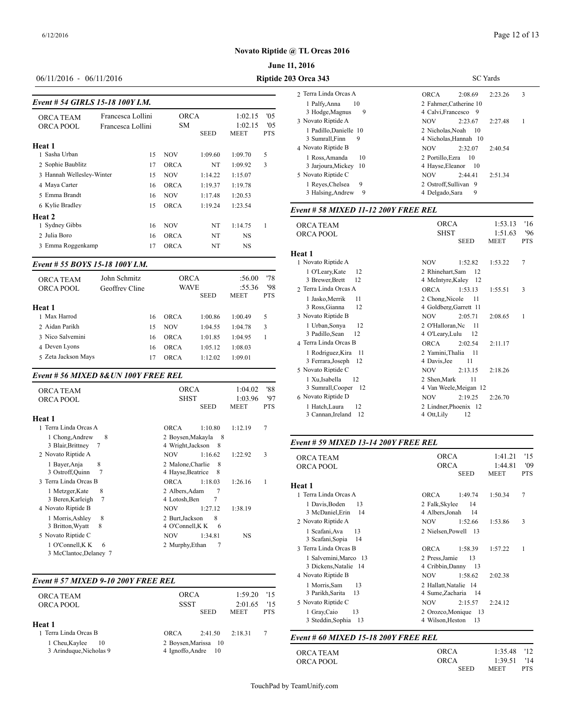# Novato Riptide @ TL Orcas 2016

**June 11, 2016**

06/11/2016 - 06/11/2016 | **Riptide 203 Orca 343** | SC Yards

### *Event # 54 GIRLS 15-18 100Y I.M.*

| | | | | | | |
|---|---|---|---|---|---|---|
| ORCA TEAM | Francesca Lollini | | ORCA | | 1:02.15 | '05 |
| ORCA POOL | Francesca Lollini | | SM | | 1:02.15 | '05 |
| | | | | SEED | MEET | PTS |
| **Heat 1** | | | | | | |
| 1 Sasha Urban | | 15 | NOV | 1:09.60 | 1:09.70 | 5 |
| 2 Sophie Baublitz | | 17 | ORCA | NT | 1:09.92 | 3 |
| 3 Hannah Wellesley-Winter | | 15 | NOV | 1:14.22 | 1:15.07 | |
| 4 Maya Carter | | 16 | ORCA | 1:19.37 | 1:19.78 | |
| 5 Emma Brandt | | 16 | NOV | 1:17.48 | 1:20.53 | |
| 6 Kylie Bradley | | 15 | ORCA | 1:19.24 | 1:23.54 | |
| **Heat 2** | | | | | | |
| 1 Sydney Gibbs | | 16 | NOV | NT | 1:14.75 | 1 |
| 2 Julia Boro | | 16 | ORCA | NT | NS | |
| 3 Emma Roggenkamp | | 17 | ORCA | NT | NS | |

### *Event # 55 BOYS 15-18 100Y I.M.*

| | | | | | | |
|---|---|---|---|---|---|---|
| ORCA TEAM | John Schmitz | | ORCA | | :56.00 | '78 |
| ORCA POOL | Geoffrey Cline | | WAVE | | :55.36 | '98 |
| | | | | SEED | MEET | PTS |
| **Heat 1** | | | | | | |
| 1 Max Harrod | | 16 | ORCA | 1:00.86 | 1:00.49 | 5 |
| 2 Aidan Parikh | | 15 | NOV | 1:04.55 | 1:04.78 | 3 |
| 3 Nico Salvemini | | 16 | ORCA | 1:01.85 | 1:04.95 | 1 |
| 4 Deven Lyons | | 16 | ORCA | 1:05.12 | 1:08.03 | |
| 5 Zeta Jackson Mays | | 17 | ORCA | 1:12.02 | 1:09.01 | |

### *Event # 56 MIXED 8&UN 100Y FREE REL*

| | | | | | |
|---|---|---|---|---|---|
| ORCA TEAM | | ORCA | | 1:04.02 | '88 |
| ORCA POOL | | SHST | | 1:03.96 | '97 |
| | | | SEED | MEET | PTS |
| **Heat 1** | | | | | |
| 1 Terra Linda Orcas A | | ORCA | 1:10.80 | 1:12.19 | 7 |
| 1 Chong,Andrew 8 | 3 Blair,Brittney 7 | 2 Boysen,Makayla 8 | 4 Wright,Jackson 8 | | |
| 2 Novato Riptide A | | NOV | 1:16.62 | 1:22.92 | 3 |
| 1 Bayer,Anja 8 | 3 Ostroff,Quinn 7 | 2 Malone,Charlie 8 | 4 Hayse,Beatrice 8 | | |
| 3 Terra Linda Orcas B | | ORCA | 1:18.03 | 1:26.16 | 1 |
| 1 Metzger,Kate 8 | 3 Beren,Karleigh 7 | 2 Albers,Adam 7 | 4 Lotosh,Ben 7 | | |
| 4 Novato Riptide B | | NOV | 1:27.12 | 1:38.19 | |
| 1 Morris,Ashley 8 | 3 Britton,Wyatt 8 | 2 Burt,Jackson 8 | 4 O'Connell,K K 6 | | |
| 5 Novato Riptide C | | NOV | 1:34.81 | NS | |
| 1 O'Connell,K K 6 | 3 McClantoc,Delaney 7 | 2 Murphy,Ethan 7 | | | |

### *Event # 57 MIXED 9-10 200Y FREE REL*

| | | | | | |
|---|---|---|---|---|---|
| ORCA TEAM | | ORCA | | 1:59.20 | '15 |
| ORCA POOL | | SSST | | 2:01.65 | '15 |
| | | | SEED | MEET | PTS |
| **Heat 1** | | | | | |
| 1 Terra Linda Orcas B | | ORCA | 2:41.50 | 2:18.31 | 7 |
| 1 Cheu,Kaylee 10 | 3 Arinduque,Nicholas 9 | 2 Boysen,Marissa 10 | 4 Ignoffo,Andre 10 | | |
| 2 Terra Linda Orcas A | | ORCA | 2:08.69 | 2:23.26 | 3 |
| 1 Palfy,Anna 10 | 3 Hodge,Magnus 9 | 2 Fahrner,Catherine 10 | 4 Calvi,Francesco 9 | | |
| 3 Novato Riptide A | | NOV | 2:23.67 | 2:27.48 | 1 |
| 1 Padillo,Danielle 10 | 3 Sumrall,Finn 9 | 2 Nicholas,Noah 10 | 4 Nicholas,Hannah 10 | | |
| 4 Novato Riptide B | | NOV | 2:32.07 | 2:40.54 | |
| 1 Ross,Amanda 10 | 3 Jarjoura,Mickey 10 | 2 Portillo,Ezra 10 | 4 Hayse,Eleanor 10 | | |
| 5 Novato Riptide C | | NOV | 2:44.41 | 2:51.34 | |
| 1 Reyes,Chelsea 9 | 3 Halsing,Andrew 9 | 2 Ostroff,Sullivan 9 | 4 Delgado,Sara 9 | | |

### *Event # 58 MIXED 11-12 200Y FREE REL*

| | | | | | |
|---|---|---|---|---|---|
| ORCA TEAM | | ORCA | | 1:53.13 | '16 |
| ORCA POOL | | SHST | | 1:51.63 | '96 |
| | | | SEED | MEET | PTS |
| **Heat 1** | | | | | |
| 1 Novato Riptide A | | NOV | 1:52.82 | 1:53.22 | 7 |
| 1 O'Leary,Kate 12 | 3 Brewer,Brett 12 | 2 Rhinehart,Sam 12 | 4 McIntyre,Kaley 12 | | |
| 2 Terra Linda Orcas A | | ORCA | 1:53.13 | 1:55.51 | 3 |
| 1 Jasko,Merrik 11 | 3 Ross,Gianna 12 | 2 Chong,Nicole 11 | 4 Goldberg,Garrett 11 | | |
| 3 Novato Riptide B | | NOV | 2:05.71 | 2:08.65 | 1 |
| 1 Urban,Sonya 12 | 3 Padillo,Sean 12 | 2 O'Halloran,Nc 11 | 4 O'Leary,Lulu 12 | | |
| 4 Terra Linda Orcas B | | ORCA | 2:02.54 | 2:11.17 | |
| 1 Rodriguez,Kira 11 | 3 Ferrara,Joseph 12 | 2 Yamini,Thalia 11 | 4 Davis,Jee 11 | | |
| 5 Novato Riptide C | | NOV | 2:13.15 | 2:18.26 | |
| 1 Xu,Isabella 12 | 3 Sumrall,Cooper 12 | 2 Shen,Mark 11 | 4 Van Weele,Meigan 12 | | |
| 6 Novato Riptide D | | NOV | 2:19.25 | 2:26.70 | |
| 1 Hatch,Laura 12 | 3 Cannan,Ireland 12 | 2 Lindner,Phoenix 12 | 4 Ott,Lily 12 | | |

### *Event # 59 MIXED 13-14 200Y FREE REL*

| | | | | | |
|---|---|---|---|---|---|
| ORCA TEAM | | ORCA | | 1:41.21 | '15 |
| ORCA POOL | | ORCA | | 1:44.81 | '09 |
| | | | SEED | MEET | PTS |
| **Heat 1** | | | | | |
| 1 Terra Linda Orcas A | | ORCA | 1:49.74 | 1:50.34 | 7 |
| 1 Davis,Boden 13 | 3 McDaniel,Erin 14 | 2 Falk,Skylee 14 | 4 Albers,Jonah 14 | | |
| 2 Novato Riptide A | | NOV | 1:52.66 | 1:53.86 | 3 |
| 1 Scafani,Ava 13 | 3 Scafani,Sopia 14 | 2 Nielsen,Powell 13 | | | |
| 3 Terra Linda Orcas B | | ORCA | 1:58.39 | 1:57.22 | 1 |
| 1 Salvemini,Marco 13 | 3 Dickens,Natalie 14 | 2 Press,Jamie 13 | 4 Cribbin,Danny 13 | | |
| 4 Novato Riptide B | | NOV | 1:58.62 | 2:02.38 | |
| 1 Morris,Sam 13 | 3 Parikh,Sarita 13 | 2 Hallatt,Natalie 14 | 4 Sume,Zacharia 14 | | |
| 5 Novato Riptide C | | NOV | 2:15.57 | 2:24.12 | |
| 1 Gray,Caio 13 | 3 Steddin,Sophia 13 | 2 Orozco,Monique 13 | 4 Wilson,Heston 13 | | |

### *Event # 60 MIXED 15-18 200Y FREE REL*

| | | | | | |
|---|---|---|---|---|---|
| ORCA TEAM | | ORCA | | 1:35.48 | '12 |
| ORCA POOL | | ORCA | | 1:39.51 | '14 |
| | | | SEED | MEET | PTS |

TouchPad by TeamUnify.com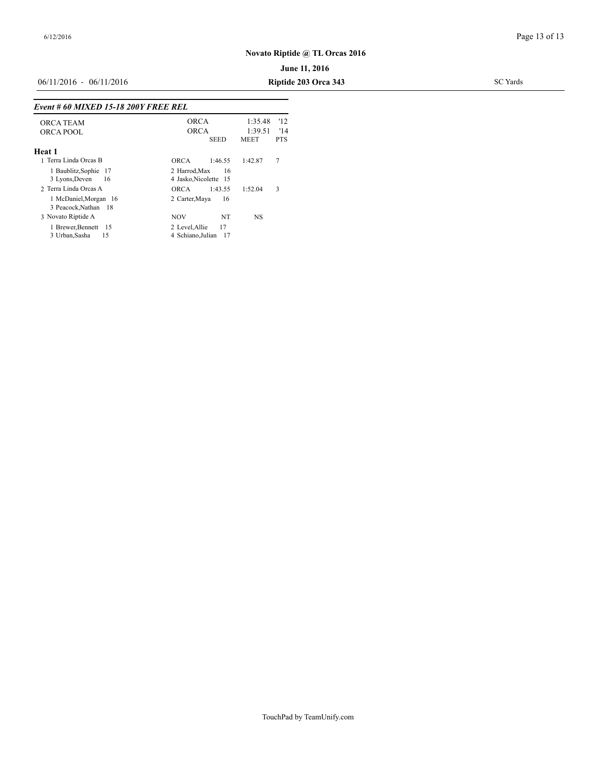**Novato Riptide @ TL Orcas 2016**

**June 11, 2016**

06/11/2016 - 06/11/2016 **Riptide 203 Orca 343** SC Yards

### *Event # 60 MIXED 15-18 200Y FREE REL*

| | | | |
|---|---|---|---|
| ORCA TEAM | ORCA | 1:35.48 | '12 |
| ORCA POOL | ORCA | 1:39.51 | '14 |

| | | SEED | MEET | PTS |
|---|---|---|---|---|
| **Heat 1** | | | | |
| 1 Terra Linda Orcas B | ORCA | 1:46.55 | 1:42.87 | 7 |
| 1 Baublitz,Sophie 17 | 2 Harrod,Max 16 | | | |
| 3 Lyons,Deven 16 | 4 Jasko,Nicolette 15 | | | |
| 2 Terra Linda Orcas A | ORCA | 1:43.55 | 1:52.04 | 3 |
| 1 McDaniel,Morgan 16 | 2 Carter,Maya 16 | | | |
| 3 Peacock,Nathan 18 | | | | |
| 3 Novato Riptide A | NOV | NT | NS | |
| 1 Brewer,Bennett 15 | 2 Level,Allie 17 | | | |
| 3 Urban,Sasha 15 | 4 Schiano,Julian 17 | | | |